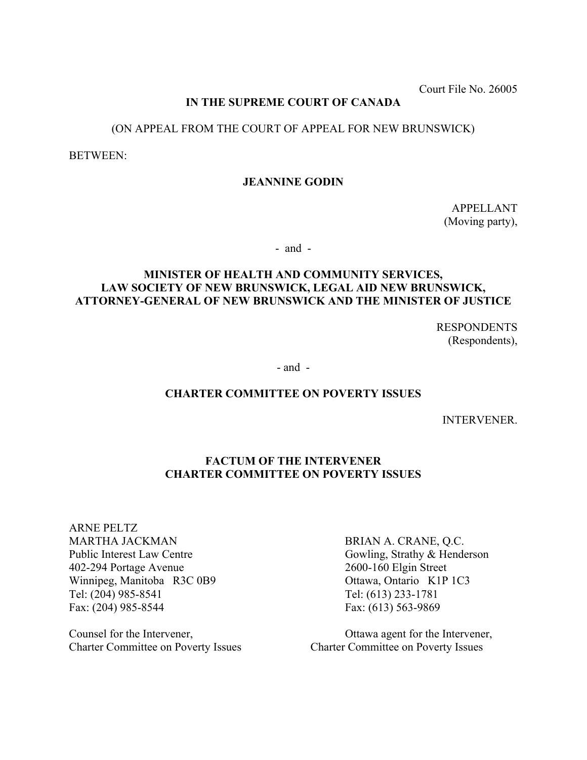Court File No. 26005

**IN THE SUPREME COURT OF CANADA**

(ON APPEAL FROM THE COURT OF APPEAL FOR NEW BRUNSWICK)

BETWEEN:

**JEANNINE GODIN**

APPELLANT
(Moving party),

- and -

**MINISTER OF HEALTH AND COMMUNITY SERVICES, LAW SOCIETY OF NEW BRUNSWICK, LEGAL AID NEW BRUNSWICK, ATTORNEY-GENERAL OF NEW BRUNSWICK AND THE MINISTER OF JUSTICE**

RESPONDENTS
(Respondents),

- and -

**CHARTER COMMITTEE ON POVERTY ISSUES**

INTERVENER.

**FACTUM OF THE INTERVENER**
**CHARTER COMMITTEE ON POVERTY ISSUES**

ARNE PELTZ
MARTHA JACKMAN
Public Interest Law Centre
402-294 Portage Avenue
Winnipeg, Manitoba R3C 0B9
Tel: (204) 985-8541
Fax: (204) 985-8544

Counsel for the Intervener,
Charter Committee on Poverty Issues

BRIAN A. CRANE, Q.C.
Gowling, Strathy & Henderson
2600-160 Elgin Street
Ottawa, Ontario K1P 1C3
Tel: (613) 233-1781
Fax: (613) 563-9869

Ottawa agent for the Intervener,
Charter Committee on Poverty Issues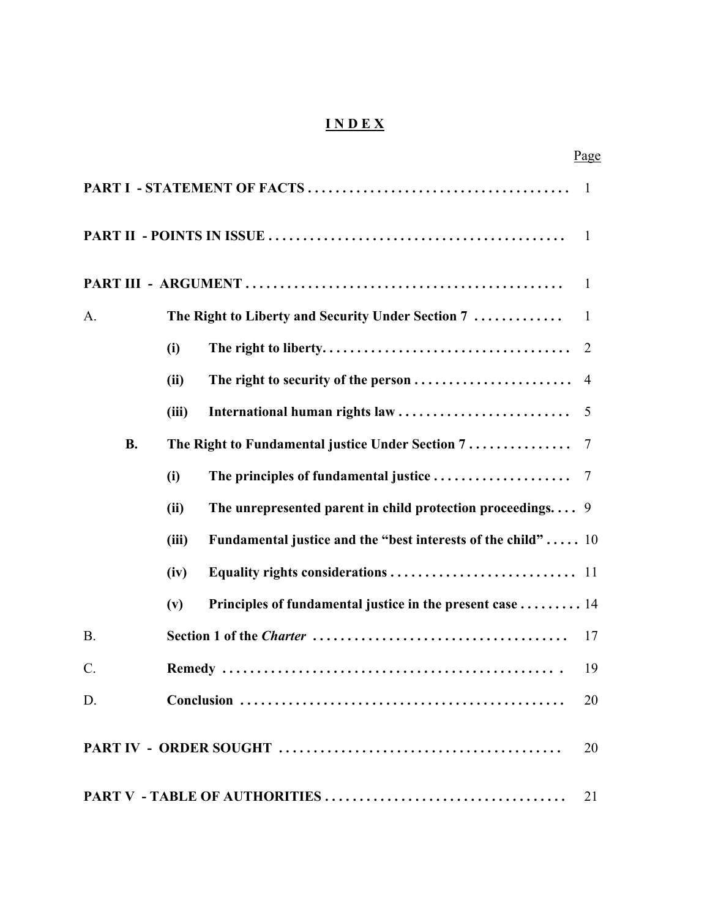# I N D E X

| | | | Page |
|---|---|---|---|
| **PART I - STATEMENT OF FACTS** | | | 1 |
| **PART II - POINTS IN ISSUE** | | | 1 |
| **PART III - ARGUMENT** | | | 1 |
| A. | **The Right to Liberty and Security Under Section 7** | | 1 |
| | **(i)** | **The right to liberty.** | 2 |
| | **(ii)** | **The right to security of the person** | 4 |
| | **(iii)** | **International human rights law** | 5 |
| **B.** | **The Right to Fundamental justice Under Section 7** | | 7 |
| | **(i)** | **The principles of fundamental justice** | 7 |
| | **(ii)** | **The unrepresented parent in child protection proceedings.** | 9 |
| | **(iii)** | **Fundamental justice and the "best interests of the child"** | 10 |
| | **(iv)** | **Equality rights considerations** | 11 |
| | **(v)** | **Principles of fundamental justice in the present case** | 14 |
| B. | **Section 1 of the *Charter*** | | 17 |
| C. | **Remedy** | | 19 |
| D. | **Conclusion** | | 20 |
| **PART IV - ORDER SOUGHT** | | | 20 |
| **PART V - TABLE OF AUTHORITIES** | | | 21 |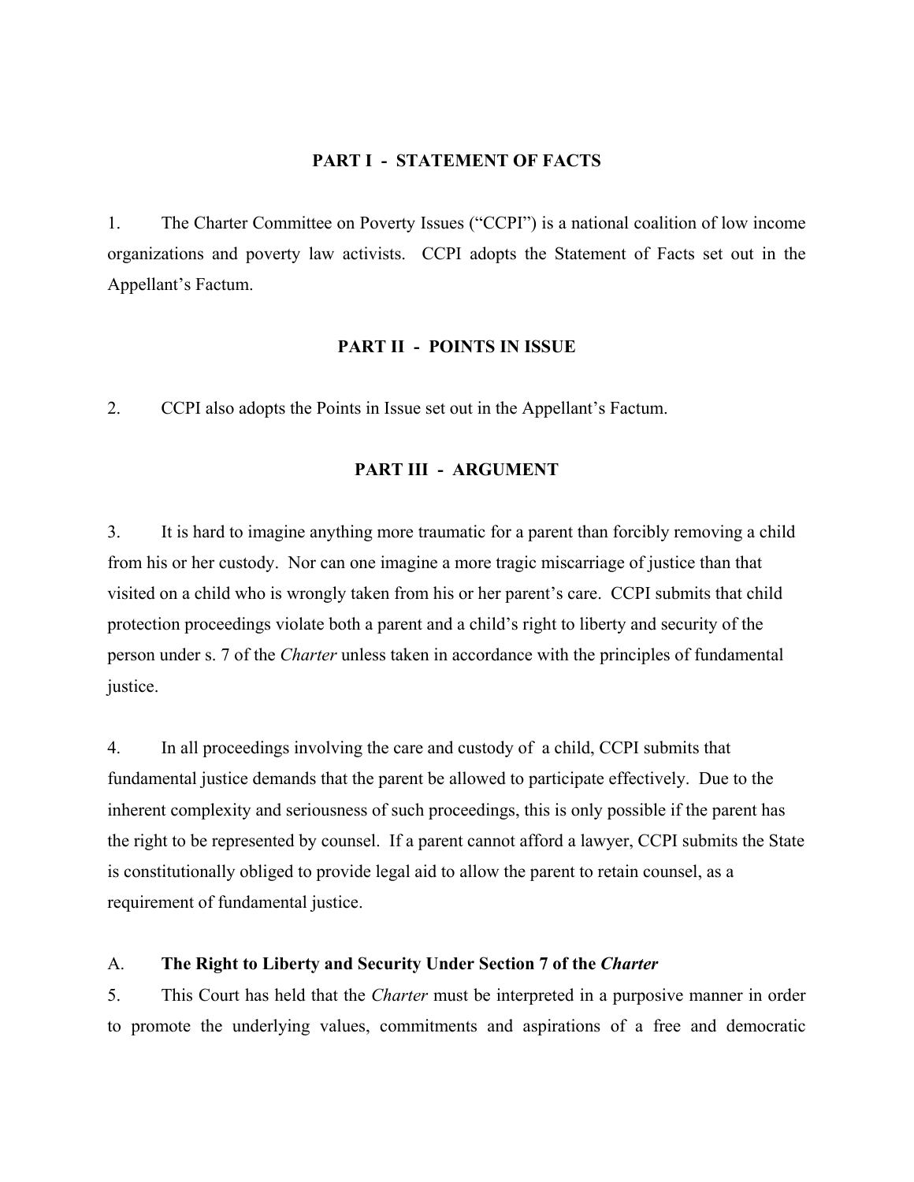## PART I - STATEMENT OF FACTS

1. The Charter Committee on Poverty Issues ("CCPI") is a national coalition of low income organizations and poverty law activists. CCPI adopts the Statement of Facts set out in the Appellant's Factum.

## PART II - POINTS IN ISSUE

2. CCPI also adopts the Points in Issue set out in the Appellant's Factum.

## PART III - ARGUMENT

3. It is hard to imagine anything more traumatic for a parent than forcibly removing a child from his or her custody. Nor can one imagine a more tragic miscarriage of justice than that visited on a child who is wrongly taken from his or her parent's care. CCPI submits that child protection proceedings violate both a parent and a child's right to liberty and security of the person under s. 7 of the *Charter* unless taken in accordance with the principles of fundamental justice.

4. In all proceedings involving the care and custody of a child, CCPI submits that fundamental justice demands that the parent be allowed to participate effectively. Due to the inherent complexity and seriousness of such proceedings, this is only possible if the parent has the right to be represented by counsel. If a parent cannot afford a lawyer, CCPI submits the State is constitutionally obliged to provide legal aid to allow the parent to retain counsel, as a requirement of fundamental justice.

### A. **The Right to Liberty and Security Under Section 7 of the *Charter***

5. This Court has held that the *Charter* must be interpreted in a purposive manner in order to promote the underlying values, commitments and aspirations of a free and democratic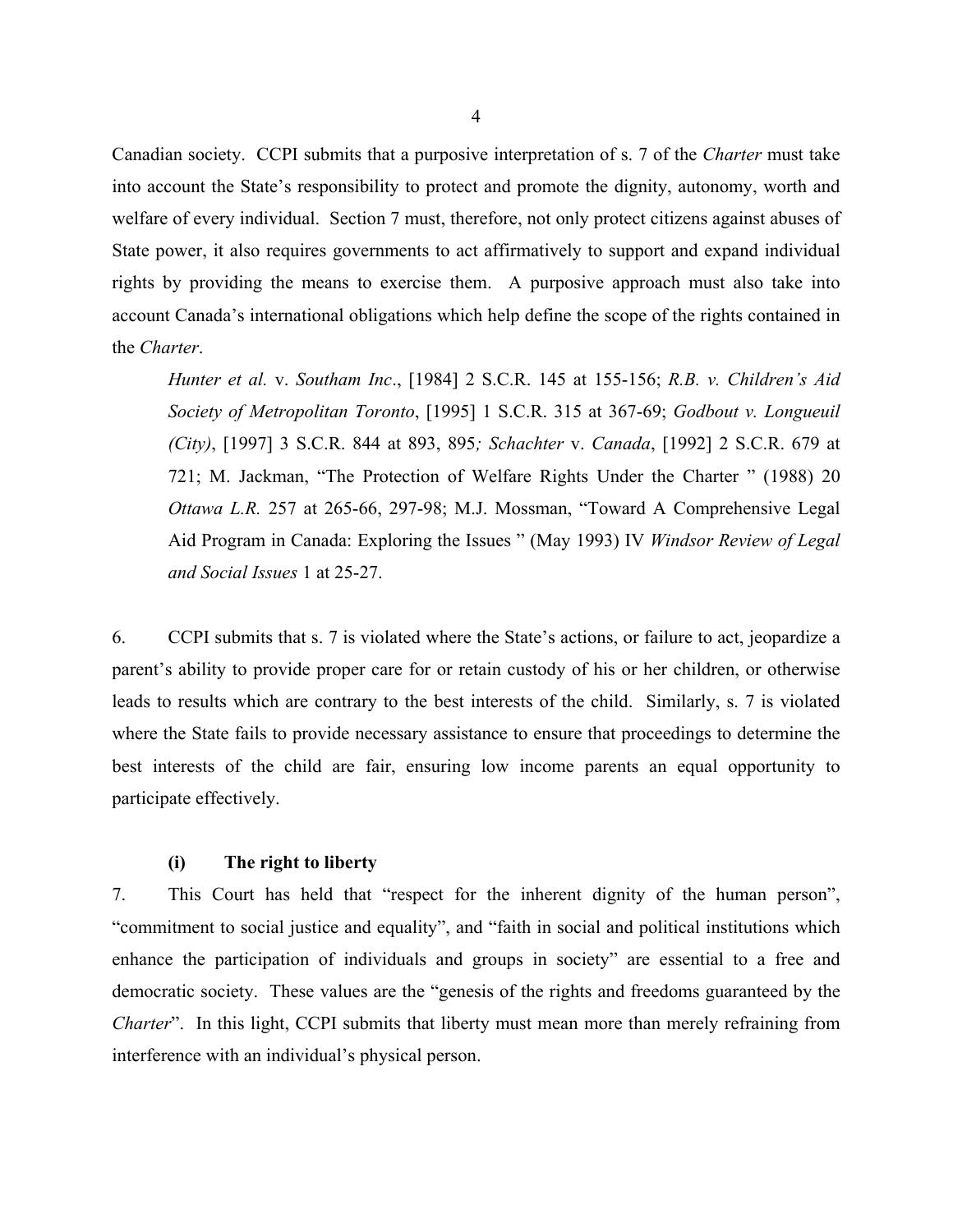Canadian society. CCPI submits that a purposive interpretation of s. 7 of the *Charter* must take into account the State's responsibility to protect and promote the dignity, autonomy, worth and welfare of every individual. Section 7 must, therefore, not only protect citizens against abuses of State power, it also requires governments to act affirmatively to support and expand individual rights by providing the means to exercise them. A purposive approach must also take into account Canada's international obligations which help define the scope of the rights contained in the *Charter*.

> *Hunter et al.* v. *Southam Inc*., [1984] 2 S.C.R. 145 at 155-156; *R.B. v. Children's Aid Society of Metropolitan Toronto*, [1995] 1 S.C.R. 315 at 367-69; *Godbout v. Longueuil (City)*, [1997] 3 S.C.R. 844 at 893, 895*; Schachter* v. *Canada*, [1992] 2 S.C.R. 679 at 721; M. Jackman, "The Protection of Welfare Rights Under the Charter " (1988) 20 *Ottawa L.R.* 257 at 265-66, 297-98; M.J. Mossman, "Toward A Comprehensive Legal Aid Program in Canada: Exploring the Issues " (May 1993) IV *Windsor Review of Legal and Social Issues* 1 at 25-27.

6. CCPI submits that s. 7 is violated where the State's actions, or failure to act, jeopardize a parent's ability to provide proper care for or retain custody of his or her children, or otherwise leads to results which are contrary to the best interests of the child. Similarly, s. 7 is violated where the State fails to provide necessary assistance to ensure that proceedings to determine the best interests of the child are fair, ensuring low income parents an equal opportunity to participate effectively.

### (i) The right to liberty

7. This Court has held that "respect for the inherent dignity of the human person", "commitment to social justice and equality", and "faith in social and political institutions which enhance the participation of individuals and groups in society" are essential to a free and democratic society. These values are the "genesis of the rights and freedoms guaranteed by the *Charter*". In this light, CCPI submits that liberty must mean more than merely refraining from interference with an individual's physical person.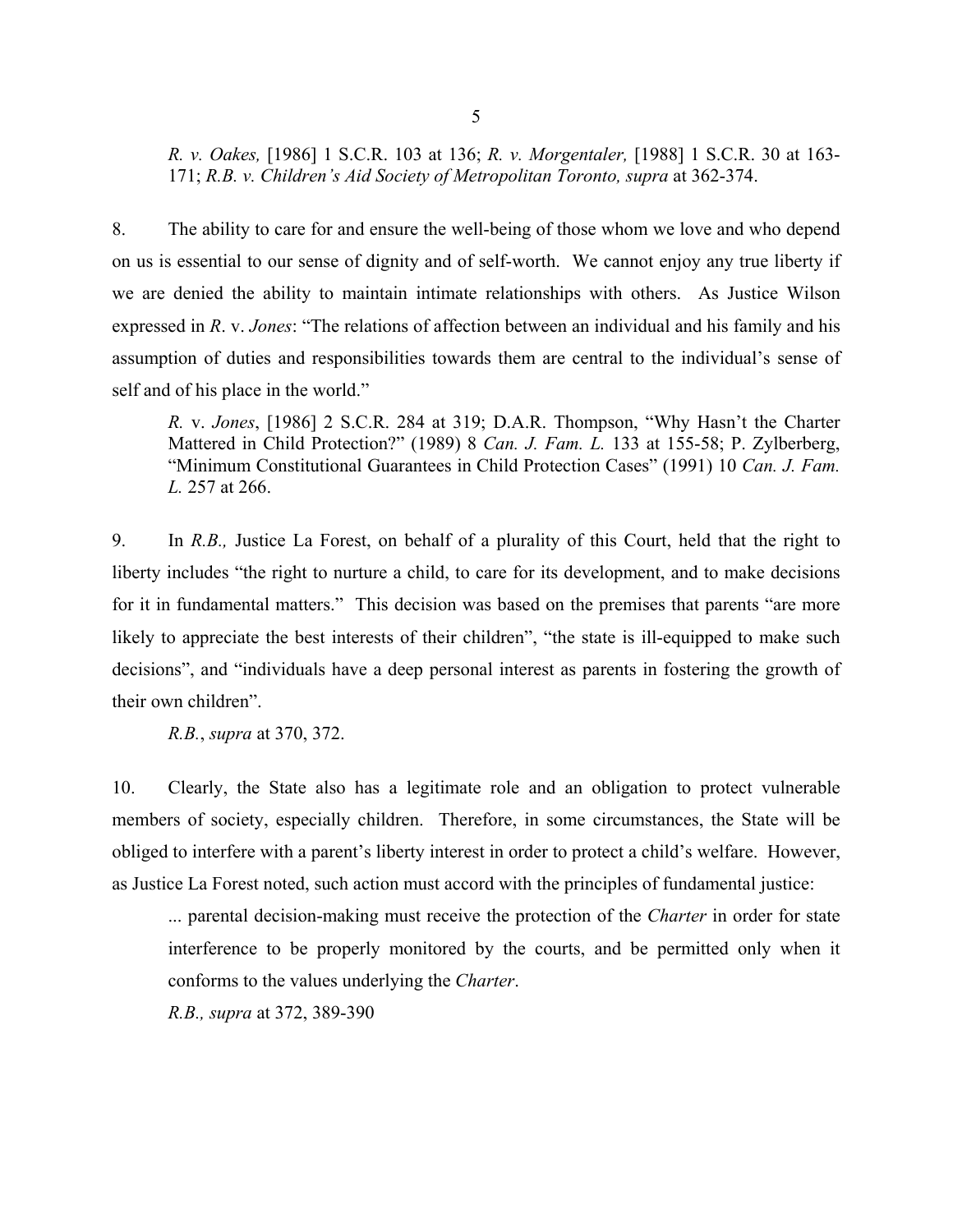*R. v. Oakes,* [1986] 1 S.C.R. 103 at 136; *R. v. Morgentaler,* [1988] 1 S.C.R. 30 at 163-171; *R.B. v. Children's Aid Society of Metropolitan Toronto, supra* at 362-374.

8. The ability to care for and ensure the well-being of those whom we love and who depend on us is essential to our sense of dignity and of self-worth. We cannot enjoy any true liberty if we are denied the ability to maintain intimate relationships with others. As Justice Wilson expressed in *R*. v. *Jones*: "The relations of affection between an individual and his family and his assumption of duties and responsibilities towards them are central to the individual's sense of self and of his place in the world."

> *R.* v. *Jones*, [1986] 2 S.C.R. 284 at 319; D.A.R. Thompson, "Why Hasn't the Charter Mattered in Child Protection?" (1989) 8 *Can. J. Fam. L.* 133 at 155-58; P. Zylberberg, "Minimum Constitutional Guarantees in Child Protection Cases" (1991) 10 *Can. J. Fam. L.* 257 at 266.

9. In *R.B.,* Justice La Forest, on behalf of a plurality of this Court, held that the right to liberty includes "the right to nurture a child, to care for its development, and to make decisions for it in fundamental matters." This decision was based on the premises that parents "are more likely to appreciate the best interests of their children", "the state is ill-equipped to make such decisions", and "individuals have a deep personal interest as parents in fostering the growth of their own children".

> *R.B.*, *supra* at 370, 372.

10. Clearly, the State also has a legitimate role and an obligation to protect vulnerable members of society, especially children. Therefore, in some circumstances, the State will be obliged to interfere with a parent's liberty interest in order to protect a child's welfare. However, as Justice La Forest noted, such action must accord with the principles of fundamental justice:

> ... parental decision-making must receive the protection of the *Charter* in order for state interference to be properly monitored by the courts, and be permitted only when it conforms to the values underlying the *Charter*.
>
> *R.B., supra* at 372, 389-390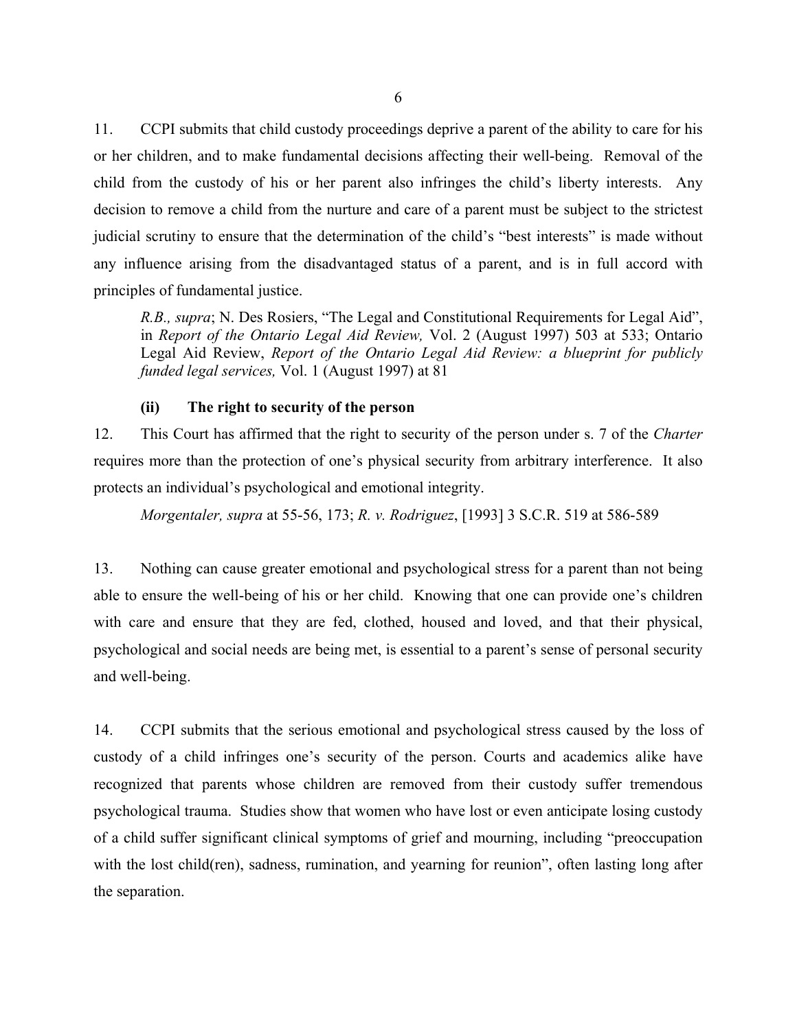11. CCPI submits that child custody proceedings deprive a parent of the ability to care for his or her children, and to make fundamental decisions affecting their well-being. Removal of the child from the custody of his or her parent also infringes the child's liberty interests. Any decision to remove a child from the nurture and care of a parent must be subject to the strictest judicial scrutiny to ensure that the determination of the child's "best interests" is made without any influence arising from the disadvantaged status of a parent, and is in full accord with principles of fundamental justice.

> *R.B., supra*; N. Des Rosiers, "The Legal and Constitutional Requirements for Legal Aid", in *Report of the Ontario Legal Aid Review,* Vol. 2 (August 1997) 503 at 533; Ontario Legal Aid Review, *Report of the Ontario Legal Aid Review: a blueprint for publicly funded legal services,* Vol. 1 (August 1997) at 81

**(ii) The right to security of the person**

12. This Court has affirmed that the right to security of the person under s. 7 of the *Charter* requires more than the protection of one's physical security from arbitrary interference. It also protects an individual's psychological and emotional integrity.

> *Morgentaler, supra* at 55-56, 173; *R. v. Rodriguez*, [1993] 3 S.C.R. 519 at 586-589

13. Nothing can cause greater emotional and psychological stress for a parent than not being able to ensure the well-being of his or her child. Knowing that one can provide one's children with care and ensure that they are fed, clothed, housed and loved, and that their physical, psychological and social needs are being met, is essential to a parent's sense of personal security and well-being.

14. CCPI submits that the serious emotional and psychological stress caused by the loss of custody of a child infringes one's security of the person. Courts and academics alike have recognized that parents whose children are removed from their custody suffer tremendous psychological trauma. Studies show that women who have lost or even anticipate losing custody of a child suffer significant clinical symptoms of grief and mourning, including "preoccupation with the lost child(ren), sadness, rumination, and yearning for reunion", often lasting long after the separation.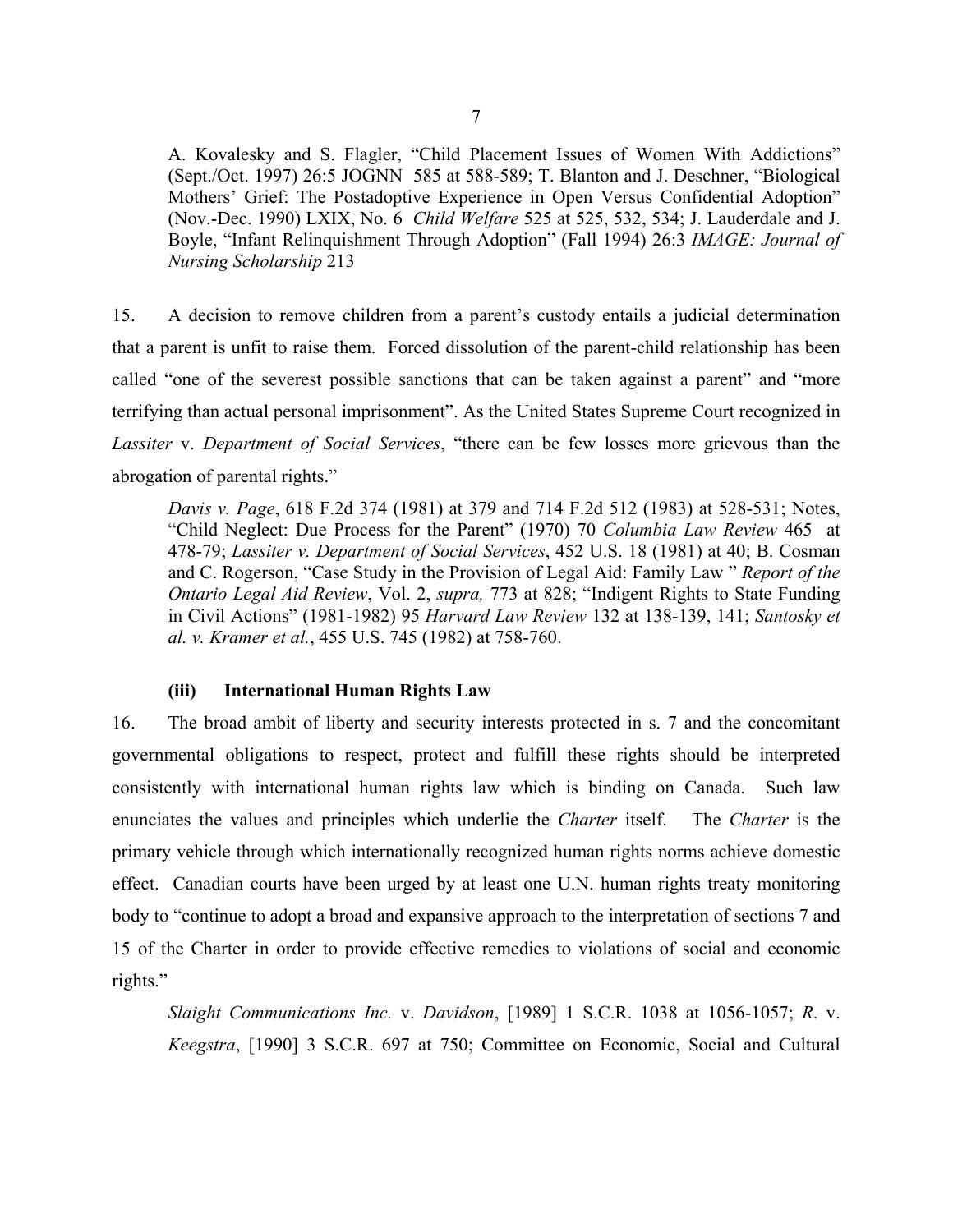A. Kovalesky and S. Flagler, "Child Placement Issues of Women With Addictions" (Sept./Oct. 1997) 26:5 JOGNN 585 at 588-589; T. Blanton and J. Deschner, "Biological Mothers' Grief: The Postadoptive Experience in Open Versus Confidential Adoption" (Nov.-Dec. 1990) LXIX, No. 6 *Child Welfare* 525 at 525, 532, 534; J. Lauderdale and J. Boyle, "Infant Relinquishment Through Adoption" (Fall 1994) 26:3 *IMAGE: Journal of Nursing Scholarship* 213

15. A decision to remove children from a parent's custody entails a judicial determination that a parent is unfit to raise them. Forced dissolution of the parent-child relationship has been called "one of the severest possible sanctions that can be taken against a parent" and "more terrifying than actual personal imprisonment". As the United States Supreme Court recognized in *Lassiter* v. *Department of Social Services*, "there can be few losses more grievous than the abrogation of parental rights."

*Davis v. Page*, 618 F.2d 374 (1981) at 379 and 714 F.2d 512 (1983) at 528-531; Notes, "Child Neglect: Due Process for the Parent" (1970) 70 *Columbia Law Review* 465 at 478-79; *Lassiter v. Department of Social Services*, 452 U.S. 18 (1981) at 40; B. Cosman and C. Rogerson, "Case Study in the Provision of Legal Aid: Family Law " *Report of the Ontario Legal Aid Review*, Vol. 2, *supra,* 773 at 828; "Indigent Rights to State Funding in Civil Actions" (1981-1982) 95 *Harvard Law Review* 132 at 138-139, 141; *Santosky et al. v. Kramer et al.*, 455 U.S. 745 (1982) at 758-760.

### (iii) International Human Rights Law

16. The broad ambit of liberty and security interests protected in s. 7 and the concomitant governmental obligations to respect, protect and fulfill these rights should be interpreted consistently with international human rights law which is binding on Canada. Such law enunciates the values and principles which underlie the *Charter* itself. The *Charter* is the primary vehicle through which internationally recognized human rights norms achieve domestic effect. Canadian courts have been urged by at least one U.N. human rights treaty monitoring body to "continue to adopt a broad and expansive approach to the interpretation of sections 7 and 15 of the Charter in order to provide effective remedies to violations of social and economic rights."

*Slaight Communications Inc.* v. *Davidson*, [1989] 1 S.C.R. 1038 at 1056-1057; *R*. v. *Keegstra*, [1990] 3 S.C.R. 697 at 750; Committee on Economic, Social and Cultural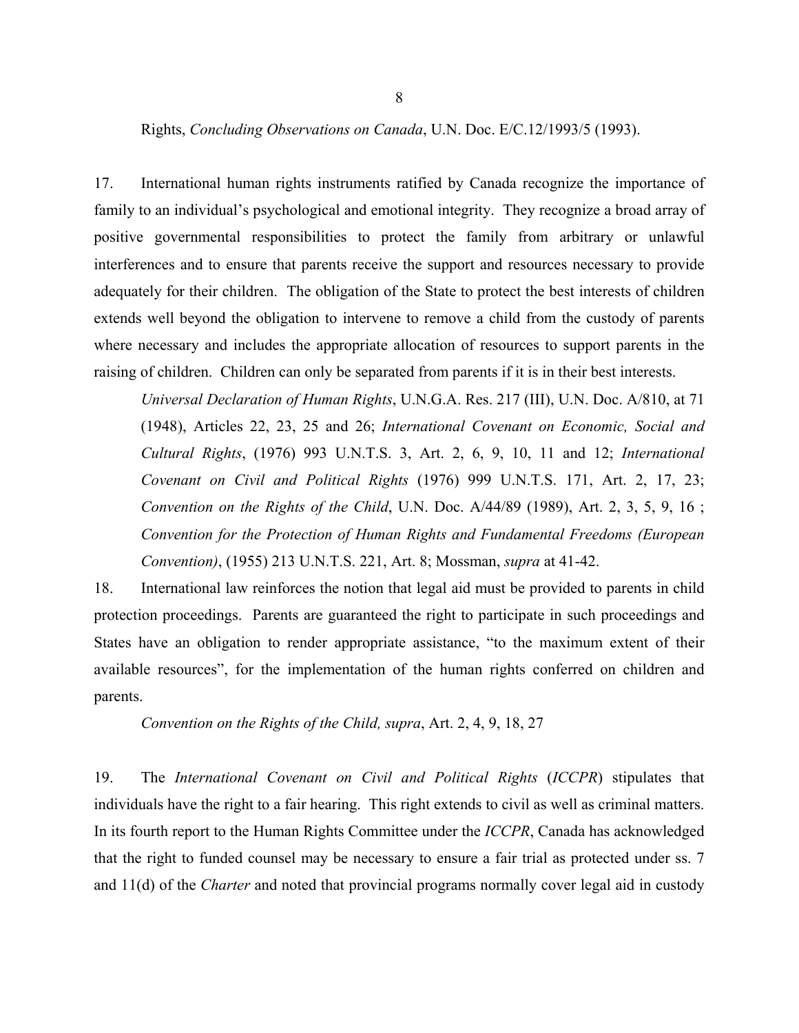Rights, *Concluding Observations on Canada*, U.N. Doc. E/C.12/1993/5 (1993).

17. International human rights instruments ratified by Canada recognize the importance of family to an individual's psychological and emotional integrity. They recognize a broad array of positive governmental responsibilities to protect the family from arbitrary or unlawful interferences and to ensure that parents receive the support and resources necessary to provide adequately for their children. The obligation of the State to protect the best interests of children extends well beyond the obligation to intervene to remove a child from the custody of parents where necessary and includes the appropriate allocation of resources to support parents in the raising of children. Children can only be separated from parents if it is in their best interests.

> *Universal Declaration of Human Rights*, U.N.G.A. Res. 217 (III), U.N. Doc. A/810, at 71 (1948), Articles 22, 23, 25 and 26; *International Covenant on Economic, Social and Cultural Rights*, (1976) 993 U.N.T.S. 3, Art. 2, 6, 9, 10, 11 and 12; *International Covenant on Civil and Political Rights* (1976) 999 U.N.T.S. 171, Art. 2, 17, 23; *Convention on the Rights of the Child*, U.N. Doc. A/44/89 (1989), Art. 2, 3, 5, 9, 16 ; *Convention for the Protection of Human Rights and Fundamental Freedoms (European Convention)*, (1955) 213 U.N.T.S. 221, Art. 8; Mossman, *supra* at 41-42.

18. International law reinforces the notion that legal aid must be provided to parents in child protection proceedings. Parents are guaranteed the right to participate in such proceedings and States have an obligation to render appropriate assistance, "to the maximum extent of their available resources", for the implementation of the human rights conferred on children and parents.

> *Convention on the Rights of the Child, supra*, Art. 2, 4, 9, 18, 27

19. The *International Covenant on Civil and Political Rights* (*ICCPR*) stipulates that individuals have the right to a fair hearing. This right extends to civil as well as criminal matters. In its fourth report to the Human Rights Committee under the *ICCPR*, Canada has acknowledged that the right to funded counsel may be necessary to ensure a fair trial as protected under ss. 7 and 11(d) of the *Charter* and noted that provincial programs normally cover legal aid in custody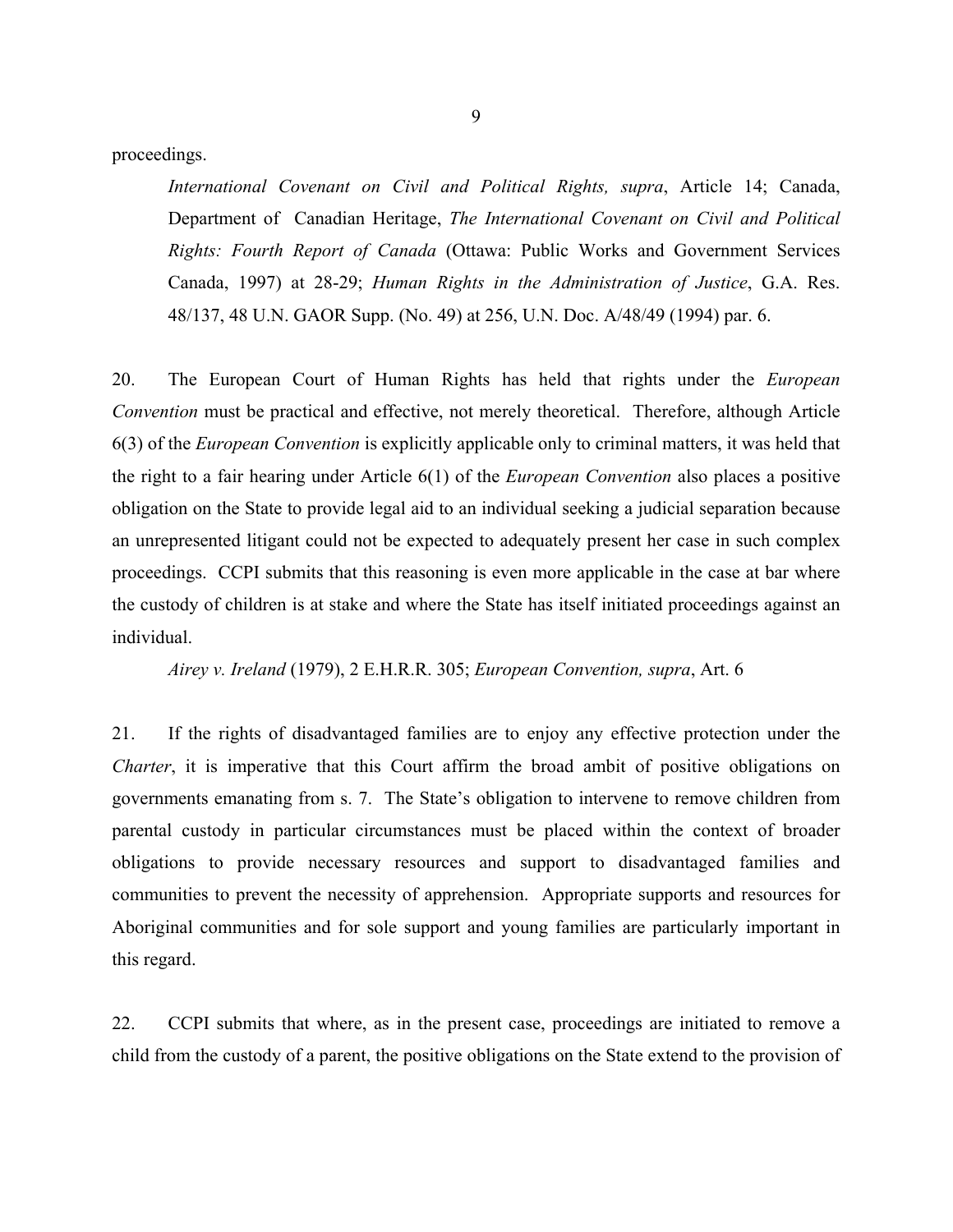proceedings.

> *International Covenant on Civil and Political Rights, supra*, Article 14; Canada, Department of Canadian Heritage, *The International Covenant on Civil and Political Rights: Fourth Report of Canada* (Ottawa: Public Works and Government Services Canada, 1997) at 28-29; *Human Rights in the Administration of Justice*, G.A. Res. 48/137, 48 U.N. GAOR Supp. (No. 49) at 256, U.N. Doc. A/48/49 (1994) par. 6.

20. The European Court of Human Rights has held that rights under the *European Convention* must be practical and effective, not merely theoretical. Therefore, although Article 6(3) of the *European Convention* is explicitly applicable only to criminal matters, it was held that the right to a fair hearing under Article 6(1) of the *European Convention* also places a positive obligation on the State to provide legal aid to an individual seeking a judicial separation because an unrepresented litigant could not be expected to adequately present her case in such complex proceedings. CCPI submits that this reasoning is even more applicable in the case at bar where the custody of children is at stake and where the State has itself initiated proceedings against an individual.

> *Airey v. Ireland* (1979), 2 E.H.R.R. 305; *European Convention, supra*, Art. 6

21. If the rights of disadvantaged families are to enjoy any effective protection under the *Charter*, it is imperative that this Court affirm the broad ambit of positive obligations on governments emanating from s. 7. The State's obligation to intervene to remove children from parental custody in particular circumstances must be placed within the context of broader obligations to provide necessary resources and support to disadvantaged families and communities to prevent the necessity of apprehension. Appropriate supports and resources for Aboriginal communities and for sole support and young families are particularly important in this regard.

22. CCPI submits that where, as in the present case, proceedings are initiated to remove a child from the custody of a parent, the positive obligations on the State extend to the provision of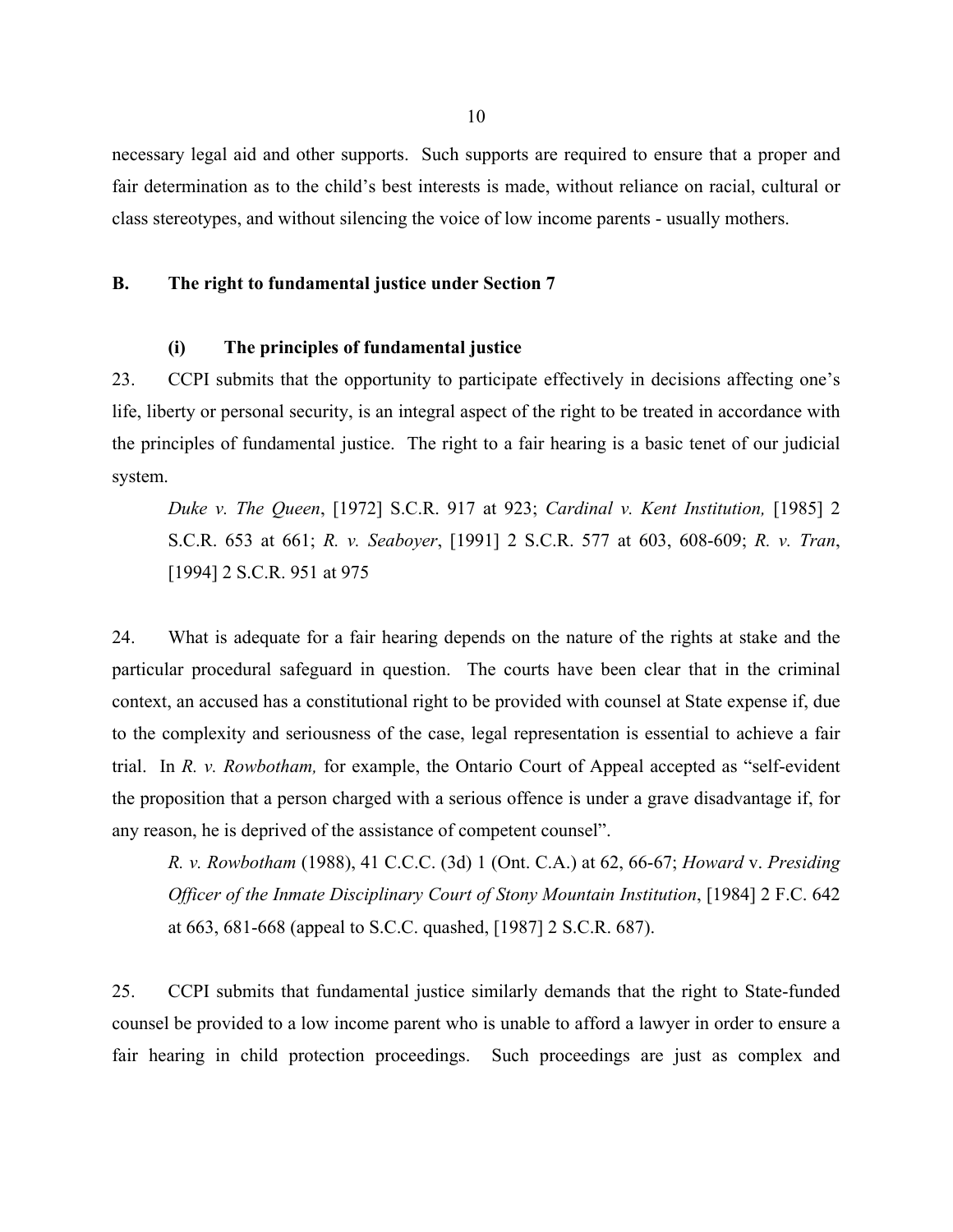necessary legal aid and other supports. Such supports are required to ensure that a proper and fair determination as to the child's best interests is made, without reliance on racial, cultural or class stereotypes, and without silencing the voice of low income parents - usually mothers.

## B. The right to fundamental justice under Section 7

### (i) The principles of fundamental justice

23. CCPI submits that the opportunity to participate effectively in decisions affecting one's life, liberty or personal security, is an integral aspect of the right to be treated in accordance with the principles of fundamental justice. The right to a fair hearing is a basic tenet of our judicial system.

> *Duke v. The Queen*, [1972] S.C.R. 917 at 923; *Cardinal v. Kent Institution,* [1985] 2 S.C.R. 653 at 661; *R. v. Seaboyer*, [1991] 2 S.C.R. 577 at 603, 608-609; *R. v. Tran*, [1994] 2 S.C.R. 951 at 975

24. What is adequate for a fair hearing depends on the nature of the rights at stake and the particular procedural safeguard in question. The courts have been clear that in the criminal context, an accused has a constitutional right to be provided with counsel at State expense if, due to the complexity and seriousness of the case, legal representation is essential to achieve a fair trial. In *R. v. Rowbotham,* for example, the Ontario Court of Appeal accepted as "self-evident the proposition that a person charged with a serious offence is under a grave disadvantage if, for any reason, he is deprived of the assistance of competent counsel".

> *R. v. Rowbotham* (1988), 41 C.C.C. (3d) 1 (Ont. C.A.) at 62, 66-67; *Howard* v. *Presiding Officer of the Inmate Disciplinary Court of Stony Mountain Institution*, [1984] 2 F.C. 642 at 663, 681-668 (appeal to S.C.C. quashed, [1987] 2 S.C.R. 687).

25. CCPI submits that fundamental justice similarly demands that the right to State-funded counsel be provided to a low income parent who is unable to afford a lawyer in order to ensure a fair hearing in child protection proceedings. Such proceedings are just as complex and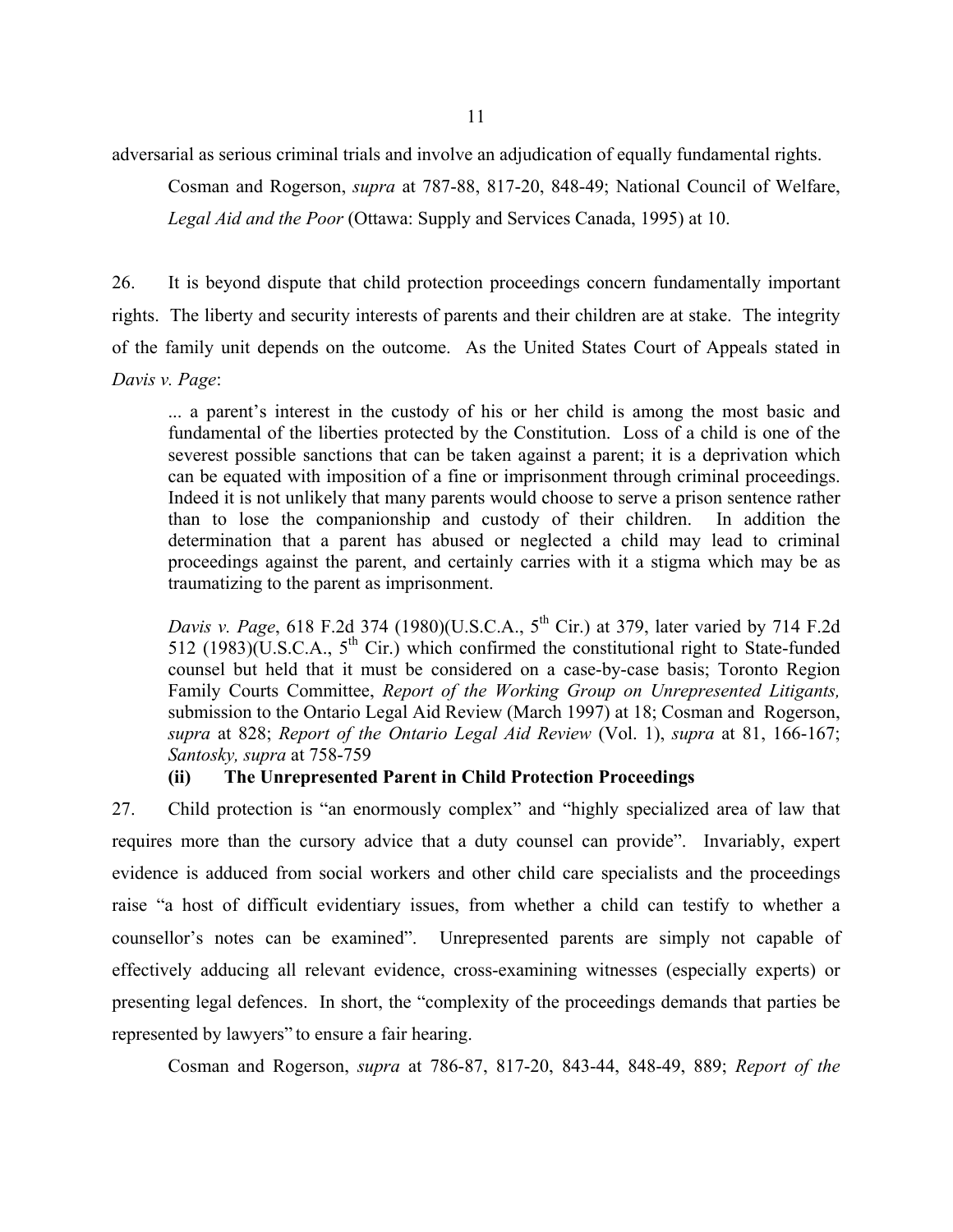adversarial as serious criminal trials and involve an adjudication of equally fundamental rights.

> Cosman and Rogerson, *supra* at 787-88, 817-20, 848-49; National Council of Welfare, *Legal Aid and the Poor* (Ottawa: Supply and Services Canada, 1995) at 10.

26. It is beyond dispute that child protection proceedings concern fundamentally important rights. The liberty and security interests of parents and their children are at stake. The integrity of the family unit depends on the outcome. As the United States Court of Appeals stated in *Davis v. Page*:

> ... a parent's interest in the custody of his or her child is among the most basic and fundamental of the liberties protected by the Constitution. Loss of a child is one of the severest possible sanctions that can be taken against a parent; it is a deprivation which can be equated with imposition of a fine or imprisonment through criminal proceedings. Indeed it is not unlikely that many parents would choose to serve a prison sentence rather than to lose the companionship and custody of their children. In addition the determination that a parent has abused or neglected a child may lead to criminal proceedings against the parent, and certainly carries with it a stigma which may be as traumatizing to the parent as imprisonment.

> *Davis v. Page*, 618 F.2d 374 (1980)(U.S.C.A., 5th Cir.) at 379, later varied by 714 F.2d 512 (1983)(U.S.C.A., 5th Cir.) which confirmed the constitutional right to State-funded counsel but held that it must be considered on a case-by-case basis; Toronto Region Family Courts Committee, *Report of the Working Group on Unrepresented Litigants,* submission to the Ontario Legal Aid Review (March 1997) at 18; Cosman and Rogerson, *supra* at 828; *Report of the Ontario Legal Aid Review* (Vol. 1), *supra* at 81, 166-167; *Santosky, supra* at 758-759

### (ii) The Unrepresented Parent in Child Protection Proceedings

27. Child protection is "an enormously complex" and "highly specialized area of law that requires more than the cursory advice that a duty counsel can provide". Invariably, expert evidence is adduced from social workers and other child care specialists and the proceedings raise "a host of difficult evidentiary issues, from whether a child can testify to whether a counsellor's notes can be examined". Unrepresented parents are simply not capable of effectively adducing all relevant evidence, cross-examining witnesses (especially experts) or presenting legal defences. In short, the "complexity of the proceedings demands that parties be represented by lawyers" to ensure a fair hearing.

> Cosman and Rogerson, *supra* at 786-87, 817-20, 843-44, 848-49, 889; *Report of the*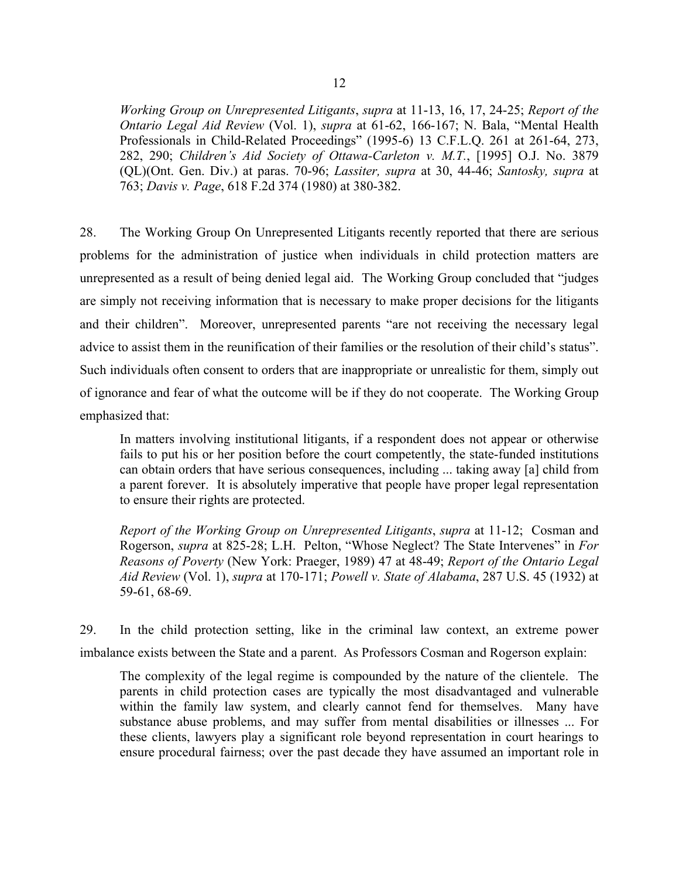*Working Group on Unrepresented Litigants*, *supra* at 11-13, 16, 17, 24-25; *Report of the Ontario Legal Aid Review* (Vol. 1), *supra* at 61-62, 166-167; N. Bala, "Mental Health Professionals in Child-Related Proceedings" (1995-6) 13 C.F.L.Q. 261 at 261-64, 273, 282, 290; *Children's Aid Society of Ottawa-Carleton v. M.T.*, [1995] O.J. No. 3879 (QL)(Ont. Gen. Div.) at paras. 70-96; *Lassiter, supra* at 30, 44-46; *Santosky, supra* at 763; *Davis v. Page*, 618 F.2d 374 (1980) at 380-382.

28. The Working Group On Unrepresented Litigants recently reported that there are serious problems for the administration of justice when individuals in child protection matters are unrepresented as a result of being denied legal aid. The Working Group concluded that "judges are simply not receiving information that is necessary to make proper decisions for the litigants and their children". Moreover, unrepresented parents "are not receiving the necessary legal advice to assist them in the reunification of their families or the resolution of their child's status". Such individuals often consent to orders that are inappropriate or unrealistic for them, simply out of ignorance and fear of what the outcome will be if they do not cooperate. The Working Group emphasized that:

> In matters involving institutional litigants, if a respondent does not appear or otherwise fails to put his or her position before the court competently, the state-funded institutions can obtain orders that have serious consequences, including ... taking away [a] child from a parent forever. It is absolutely imperative that people have proper legal representation to ensure their rights are protected.
>
> *Report of the Working Group on Unrepresented Litigants*, *supra* at 11-12; Cosman and Rogerson, *supra* at 825-28; L.H. Pelton, "Whose Neglect? The State Intervenes" in *For Reasons of Poverty* (New York: Praeger, 1989) 47 at 48-49; *Report of the Ontario Legal Aid Review* (Vol. 1), *supra* at 170-171; *Powell v. State of Alabama*, 287 U.S. 45 (1932) at 59-61, 68-69.

29. In the child protection setting, like in the criminal law context, an extreme power imbalance exists between the State and a parent. As Professors Cosman and Rogerson explain:

> The complexity of the legal regime is compounded by the nature of the clientele. The parents in child protection cases are typically the most disadvantaged and vulnerable within the family law system, and clearly cannot fend for themselves. Many have substance abuse problems, and may suffer from mental disabilities or illnesses ... For these clients, lawyers play a significant role beyond representation in court hearings to ensure procedural fairness; over the past decade they have assumed an important role in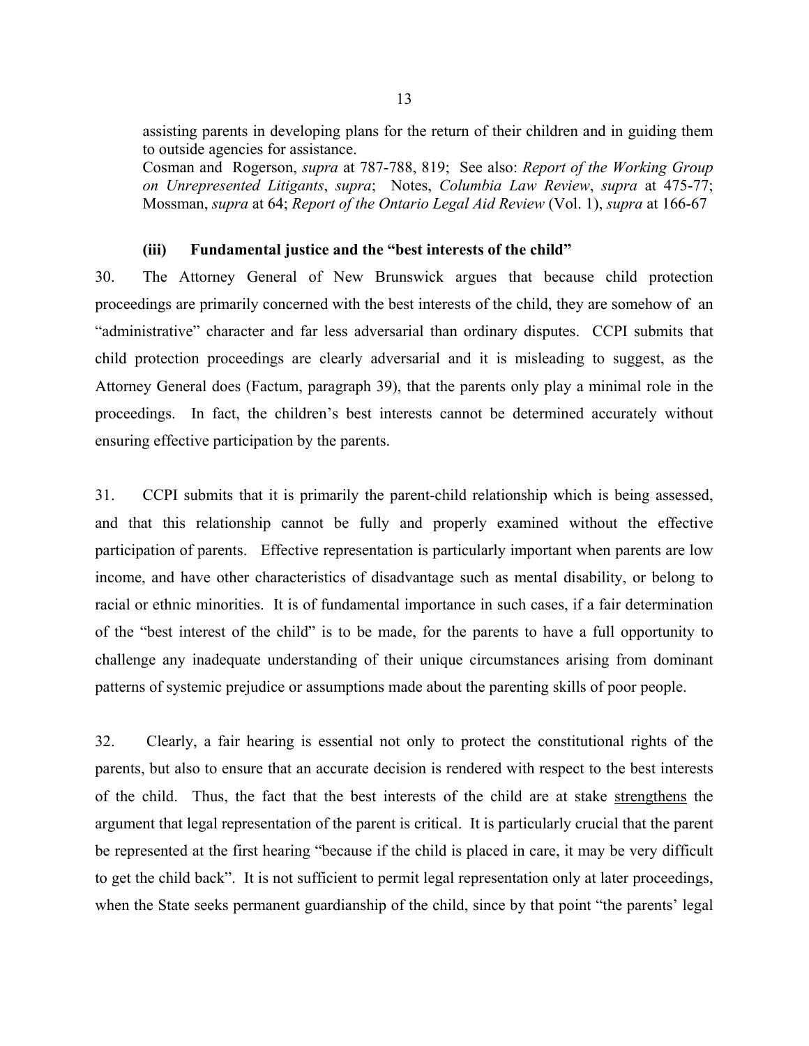assisting parents in developing plans for the return of their children and in guiding them to outside agencies for assistance.

Cosman and Rogerson, *supra* at 787-788, 819; See also: *Report of the Working Group on Unrepresented Litigants*, *supra*; Notes, *Columbia Law Review*, *supra* at 475-77; Mossman, *supra* at 64; *Report of the Ontario Legal Aid Review* (Vol. 1), *supra* at 166-67

### (iii) Fundamental justice and the "best interests of the child"

30. The Attorney General of New Brunswick argues that because child protection proceedings are primarily concerned with the best interests of the child, they are somehow of an "administrative" character and far less adversarial than ordinary disputes. CCPI submits that child protection proceedings are clearly adversarial and it is misleading to suggest, as the Attorney General does (Factum, paragraph 39), that the parents only play a minimal role in the proceedings. In fact, the children's best interests cannot be determined accurately without ensuring effective participation by the parents.

31. CCPI submits that it is primarily the parent-child relationship which is being assessed, and that this relationship cannot be fully and properly examined without the effective participation of parents. Effective representation is particularly important when parents are low income, and have other characteristics of disadvantage such as mental disability, or belong to racial or ethnic minorities. It is of fundamental importance in such cases, if a fair determination of the "best interest of the child" is to be made, for the parents to have a full opportunity to challenge any inadequate understanding of their unique circumstances arising from dominant patterns of systemic prejudice or assumptions made about the parenting skills of poor people.

32. Clearly, a fair hearing is essential not only to protect the constitutional rights of the parents, but also to ensure that an accurate decision is rendered with respect to the best interests of the child. Thus, the fact that the best interests of the child are at stake <u>strengthens</u> the argument that legal representation of the parent is critical. It is particularly crucial that the parent be represented at the first hearing "because if the child is placed in care, it may be very difficult to get the child back". It is not sufficient to permit legal representation only at later proceedings, when the State seeks permanent guardianship of the child, since by that point "the parents' legal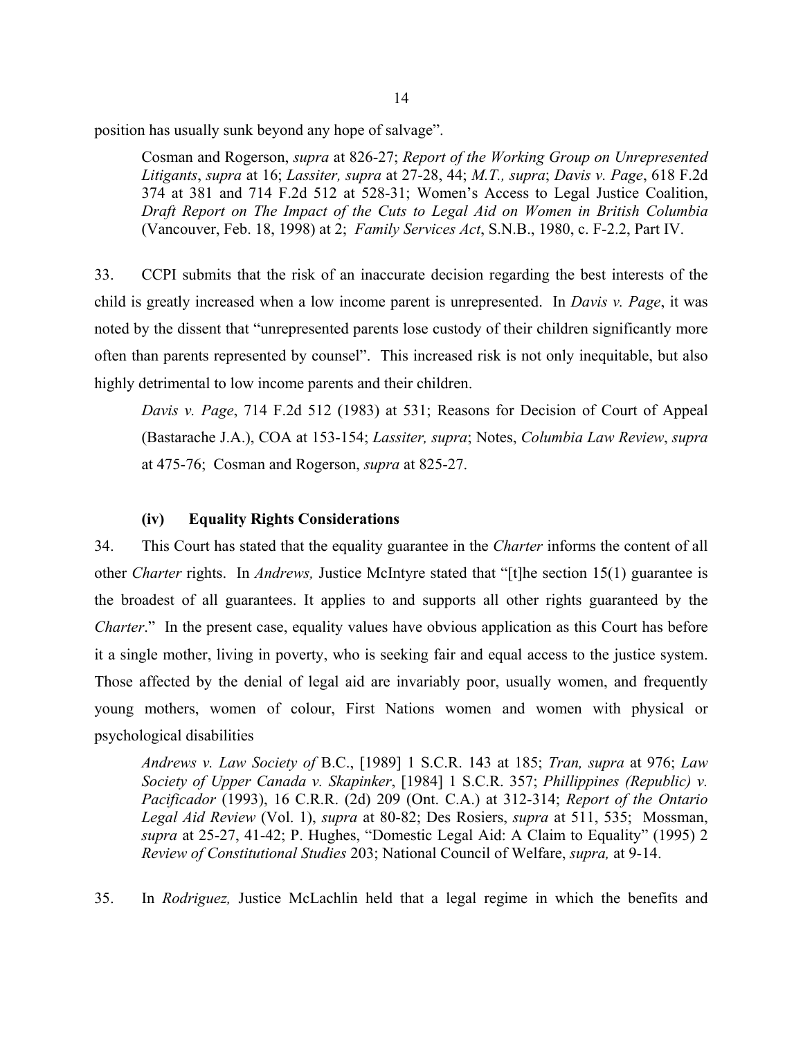position has usually sunk beyond any hope of salvage".

> Cosman and Rogerson, *supra* at 826-27; *Report of the Working Group on Unrepresented Litigants*, *supra* at 16; *Lassiter, supra* at 27-28, 44; *M.T., supra*; *Davis v. Page*, 618 F.2d 374 at 381 and 714 F.2d 512 at 528-31; Women's Access to Legal Justice Coalition, *Draft Report on The Impact of the Cuts to Legal Aid on Women in British Columbia* (Vancouver, Feb. 18, 1998) at 2; *Family Services Act*, S.N.B., 1980, c. F-2.2, Part IV.

33. CCPI submits that the risk of an inaccurate decision regarding the best interests of the child is greatly increased when a low income parent is unrepresented. In *Davis v. Page*, it was noted by the dissent that "unrepresented parents lose custody of their children significantly more often than parents represented by counsel". This increased risk is not only inequitable, but also highly detrimental to low income parents and their children.

> *Davis v. Page*, 714 F.2d 512 (1983) at 531; Reasons for Decision of Court of Appeal (Bastarache J.A.), COA at 153-154; *Lassiter, supra*; Notes, *Columbia Law Review*, *supra* at 475-76; Cosman and Rogerson, *supra* at 825-27.

#### (iv) Equality Rights Considerations

34. This Court has stated that the equality guarantee in the *Charter* informs the content of all other *Charter* rights. In *Andrews,* Justice McIntyre stated that "[t]he section 15(1) guarantee is the broadest of all guarantees. It applies to and supports all other rights guaranteed by the *Charter*." In the present case, equality values have obvious application as this Court has before it a single mother, living in poverty, who is seeking fair and equal access to the justice system. Those affected by the denial of legal aid are invariably poor, usually women, and frequently young mothers, women of colour, First Nations women and women with physical or psychological disabilities

> *Andrews v. Law Society of* B.C., [1989] 1 S.C.R. 143 at 185; *Tran, supra* at 976; *Law Society of Upper Canada v. Skapinker*, [1984] 1 S.C.R. 357; *Phillippines (Republic) v. Pacificador* (1993), 16 C.R.R. (2d) 209 (Ont. C.A.) at 312-314; *Report of the Ontario Legal Aid Review* (Vol. 1), *supra* at 80-82; Des Rosiers, *supra* at 511, 535; Mossman, *supra* at 25-27, 41-42; P. Hughes, "Domestic Legal Aid: A Claim to Equality" (1995) 2 *Review of Constitutional Studies* 203; National Council of Welfare, *supra,* at 9-14.

35. In *Rodriguez,* Justice McLachlin held that a legal regime in which the benefits and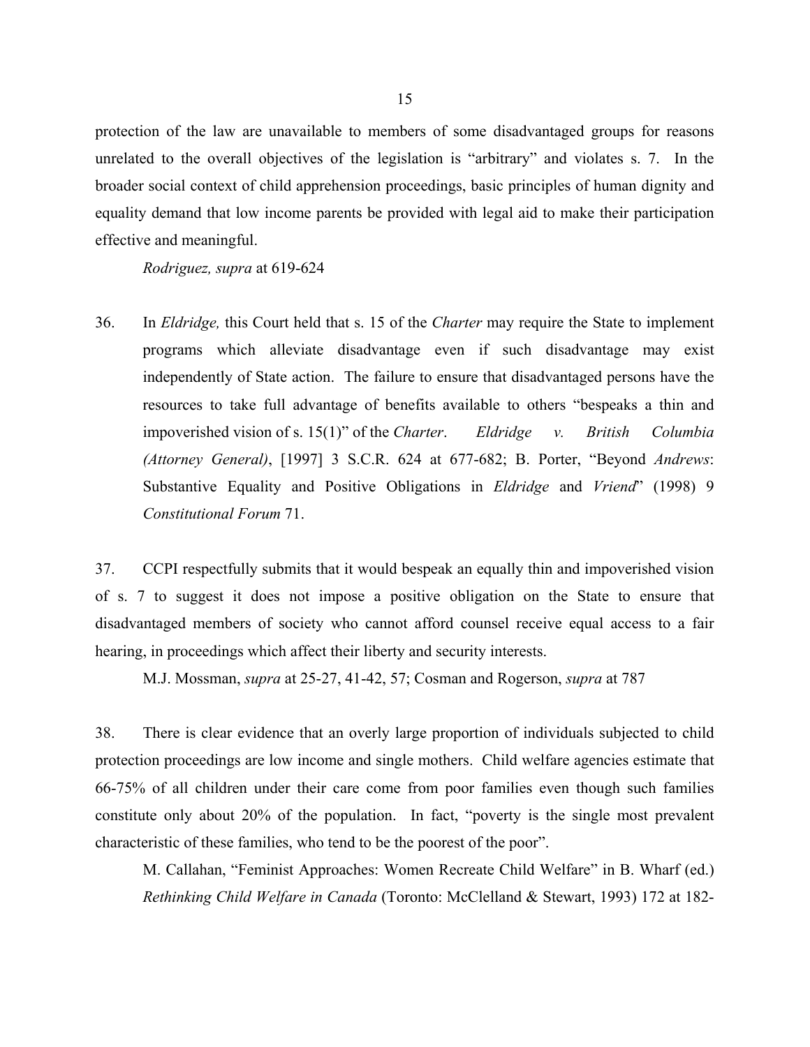protection of the law are unavailable to members of some disadvantaged groups for reasons unrelated to the overall objectives of the legislation is "arbitrary" and violates s. 7. In the broader social context of child apprehension proceedings, basic principles of human dignity and equality demand that low income parents be provided with legal aid to make their participation effective and meaningful.

*Rodriguez, supra* at 619-624

36. In *Eldridge,* this Court held that s. 15 of the *Charter* may require the State to implement programs which alleviate disadvantage even if such disadvantage may exist independently of State action. The failure to ensure that disadvantaged persons have the resources to take full advantage of benefits available to others "bespeaks a thin and impoverished vision of s. 15(1)" of the *Charter*. *Eldridge v. British Columbia (Attorney General)*, [1997] 3 S.C.R. 624 at 677-682; B. Porter, "Beyond *Andrews*: Substantive Equality and Positive Obligations in *Eldridge* and *Vriend*" (1998) 9 *Constitutional Forum* 71.

37. CCPI respectfully submits that it would bespeak an equally thin and impoverished vision of s. 7 to suggest it does not impose a positive obligation on the State to ensure that disadvantaged members of society who cannot afford counsel receive equal access to a fair hearing, in proceedings which affect their liberty and security interests.

M.J. Mossman, *supra* at 25-27, 41-42, 57; Cosman and Rogerson, *supra* at 787

38. There is clear evidence that an overly large proportion of individuals subjected to child protection proceedings are low income and single mothers. Child welfare agencies estimate that 66-75% of all children under their care come from poor families even though such families constitute only about 20% of the population. In fact, "poverty is the single most prevalent characteristic of these families, who tend to be the poorest of the poor".

M. Callahan, "Feminist Approaches: Women Recreate Child Welfare" in B. Wharf (ed.) *Rethinking Child Welfare in Canada* (Toronto: McClelland & Stewart, 1993) 172 at 182-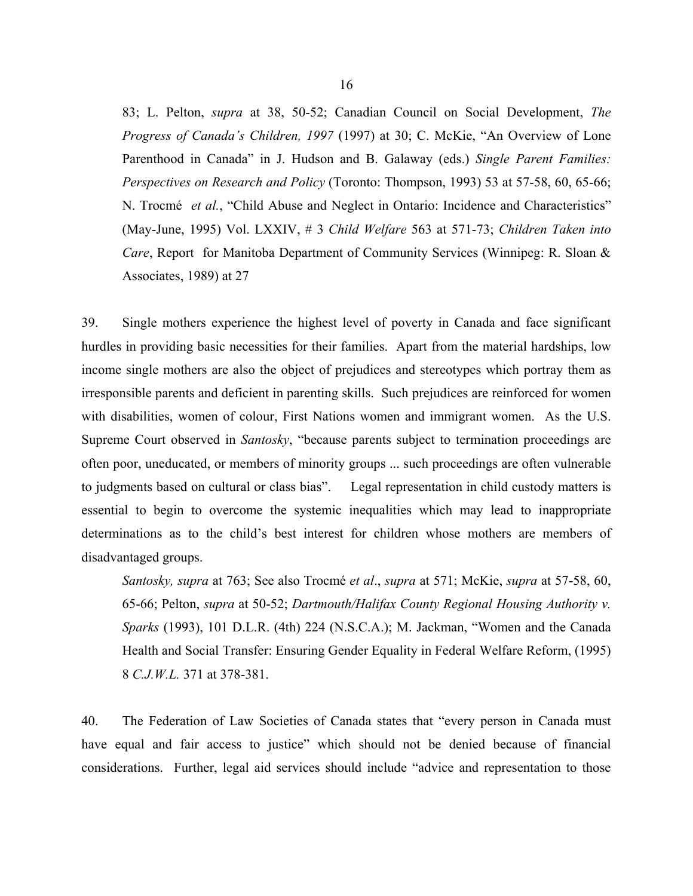83; L. Pelton, *supra* at 38, 50-52; Canadian Council on Social Development, *The Progress of Canada's Children, 1997* (1997) at 30; C. McKie, "An Overview of Lone Parenthood in Canada" in J. Hudson and B. Galaway (eds.) *Single Parent Families: Perspectives on Research and Policy* (Toronto: Thompson, 1993) 53 at 57-58, 60, 65-66; N. Trocmé *et al.*, "Child Abuse and Neglect in Ontario: Incidence and Characteristics" (May-June, 1995) Vol. LXXIV, # 3 *Child Welfare* 563 at 571-73; *Children Taken into Care*, Report for Manitoba Department of Community Services (Winnipeg: R. Sloan & Associates, 1989) at 27

39. Single mothers experience the highest level of poverty in Canada and face significant hurdles in providing basic necessities for their families. Apart from the material hardships, low income single mothers are also the object of prejudices and stereotypes which portray them as irresponsible parents and deficient in parenting skills. Such prejudices are reinforced for women with disabilities, women of colour, First Nations women and immigrant women. As the U.S. Supreme Court observed in *Santosky*, "because parents subject to termination proceedings are often poor, uneducated, or members of minority groups ... such proceedings are often vulnerable to judgments based on cultural or class bias". Legal representation in child custody matters is essential to begin to overcome the systemic inequalities which may lead to inappropriate determinations as to the child's best interest for children whose mothers are members of disadvantaged groups.

*Santosky, supra* at 763; See also Trocmé *et al*., *supra* at 571; McKie, *supra* at 57-58, 60, 65-66; Pelton, *supra* at 50-52; *Dartmouth/Halifax County Regional Housing Authority v. Sparks* (1993), 101 D.L.R. (4th) 224 (N.S.C.A.); M. Jackman, "Women and the Canada Health and Social Transfer: Ensuring Gender Equality in Federal Welfare Reform, (1995) 8 *C.J.W.L.* 371 at 378-381.

40. The Federation of Law Societies of Canada states that "every person in Canada must have equal and fair access to justice" which should not be denied because of financial considerations. Further, legal aid services should include "advice and representation to those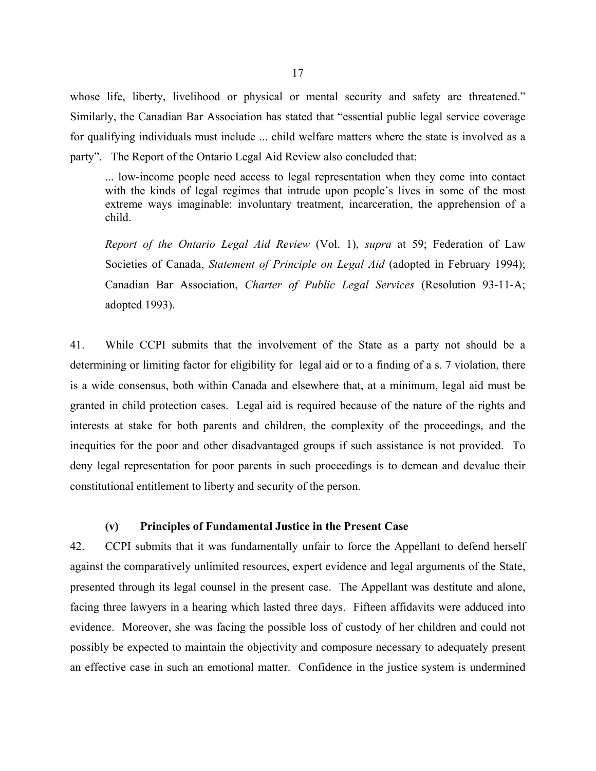whose life, liberty, livelihood or physical or mental security and safety are threatened." Similarly, the Canadian Bar Association has stated that "essential public legal service coverage for qualifying individuals must include ... child welfare matters where the state is involved as a party". The Report of the Ontario Legal Aid Review also concluded that:

> ... low-income people need access to legal representation when they come into contact with the kinds of legal regimes that intrude upon people's lives in some of the most extreme ways imaginable: involuntary treatment, incarceration, the apprehension of a child.
>
> *Report of the Ontario Legal Aid Review* (Vol. 1), *supra* at 59; Federation of Law Societies of Canada, *Statement of Principle on Legal Aid* (adopted in February 1994); Canadian Bar Association, *Charter of Public Legal Services* (Resolution 93-11-A; adopted 1993).

41. While CCPI submits that the involvement of the State as a party not should be a determining or limiting factor for eligibility for legal aid or to a finding of a s. 7 violation, there is a wide consensus, both within Canada and elsewhere that, at a minimum, legal aid must be granted in child protection cases. Legal aid is required because of the nature of the rights and interests at stake for both parents and children, the complexity of the proceedings, and the inequities for the poor and other disadvantaged groups if such assistance is not provided. To deny legal representation for poor parents in such proceedings is to demean and devalue their constitutional entitlement to liberty and security of the person.

### (v) Principles of Fundamental Justice in the Present Case

42. CCPI submits that it was fundamentally unfair to force the Appellant to defend herself against the comparatively unlimited resources, expert evidence and legal arguments of the State, presented through its legal counsel in the present case. The Appellant was destitute and alone, facing three lawyers in a hearing which lasted three days. Fifteen affidavits were adduced into evidence. Moreover, she was facing the possible loss of custody of her children and could not possibly be expected to maintain the objectivity and composure necessary to adequately present an effective case in such an emotional matter. Confidence in the justice system is undermined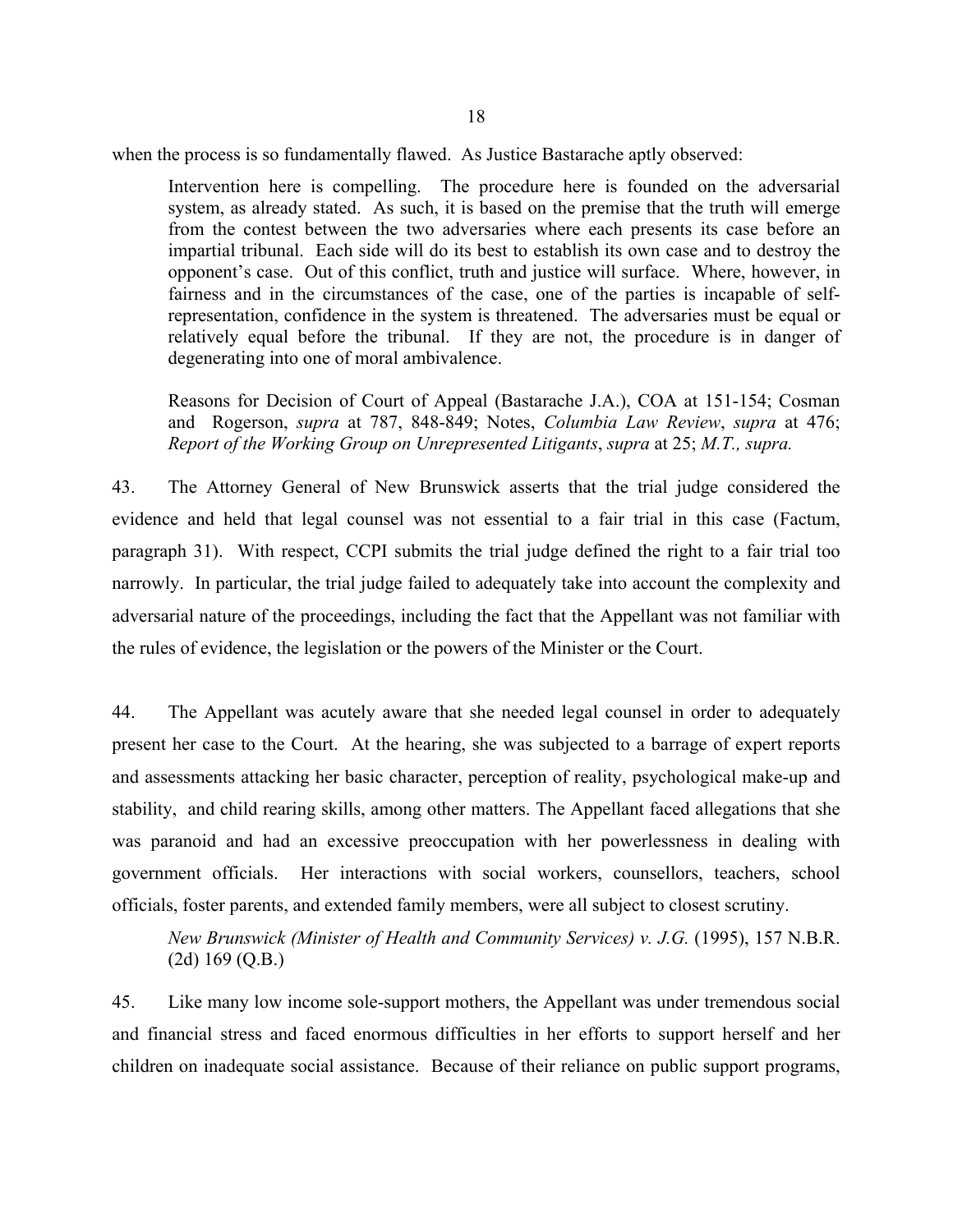when the process is so fundamentally flawed. As Justice Bastarache aptly observed:

> Intervention here is compelling. The procedure here is founded on the adversarial system, as already stated. As such, it is based on the premise that the truth will emerge from the contest between the two adversaries where each presents its case before an impartial tribunal. Each side will do its best to establish its own case and to destroy the opponent's case. Out of this conflict, truth and justice will surface. Where, however, in fairness and in the circumstances of the case, one of the parties is incapable of self-representation, confidence in the system is threatened. The adversaries must be equal or relatively equal before the tribunal. If they are not, the procedure is in danger of degenerating into one of moral ambivalence.
>
> Reasons for Decision of Court of Appeal (Bastarache J.A.), COA at 151-154; Cosman and Rogerson, *supra* at 787, 848-849; Notes, *Columbia Law Review*, *supra* at 476; *Report of the Working Group on Unrepresented Litigants*, *supra* at 25; *M.T., supra.*

43. The Attorney General of New Brunswick asserts that the trial judge considered the evidence and held that legal counsel was not essential to a fair trial in this case (Factum, paragraph 31). With respect, CCPI submits the trial judge defined the right to a fair trial too narrowly. In particular, the trial judge failed to adequately take into account the complexity and adversarial nature of the proceedings, including the fact that the Appellant was not familiar with the rules of evidence, the legislation or the powers of the Minister or the Court.

44. The Appellant was acutely aware that she needed legal counsel in order to adequately present her case to the Court. At the hearing, she was subjected to a barrage of expert reports and assessments attacking her basic character, perception of reality, psychological make-up and stability, and child rearing skills, among other matters. The Appellant faced allegations that she was paranoid and had an excessive preoccupation with her powerlessness in dealing with government officials. Her interactions with social workers, counsellors, teachers, school officials, foster parents, and extended family members, were all subject to closest scrutiny.

> *New Brunswick (Minister of Health and Community Services) v. J.G.* (1995), 157 N.B.R. (2d) 169 (Q.B.)

45. Like many low income sole-support mothers, the Appellant was under tremendous social and financial stress and faced enormous difficulties in her efforts to support herself and her children on inadequate social assistance. Because of their reliance on public support programs,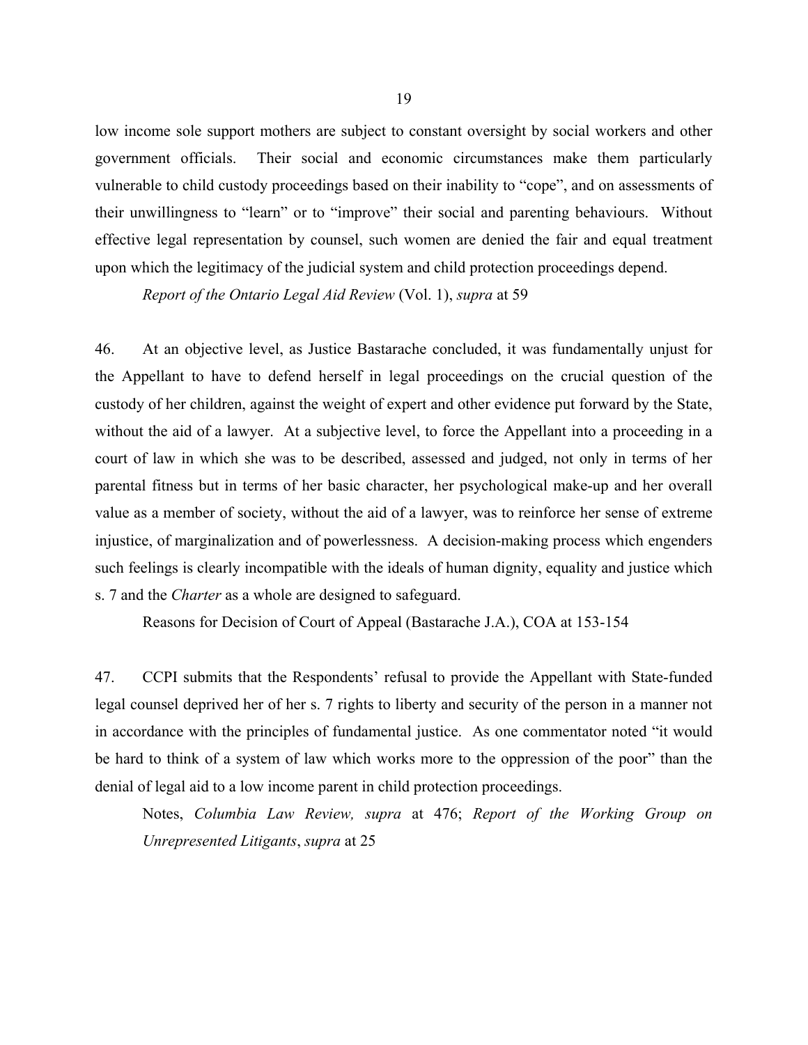low income sole support mothers are subject to constant oversight by social workers and other government officials. Their social and economic circumstances make them particularly vulnerable to child custody proceedings based on their inability to "cope", and on assessments of their unwillingness to "learn" or to "improve" their social and parenting behaviours. Without effective legal representation by counsel, such women are denied the fair and equal treatment upon which the legitimacy of the judicial system and child protection proceedings depend.

*Report of the Ontario Legal Aid Review* (Vol. 1), *supra* at 59

46. At an objective level, as Justice Bastarache concluded, it was fundamentally unjust for the Appellant to have to defend herself in legal proceedings on the crucial question of the custody of her children, against the weight of expert and other evidence put forward by the State, without the aid of a lawyer. At a subjective level, to force the Appellant into a proceeding in a court of law in which she was to be described, assessed and judged, not only in terms of her parental fitness but in terms of her basic character, her psychological make-up and her overall value as a member of society, without the aid of a lawyer, was to reinforce her sense of extreme injustice, of marginalization and of powerlessness. A decision-making process which engenders such feelings is clearly incompatible with the ideals of human dignity, equality and justice which s. 7 and the *Charter* as a whole are designed to safeguard.

Reasons for Decision of Court of Appeal (Bastarache J.A.), COA at 153-154

47. CCPI submits that the Respondents' refusal to provide the Appellant with State-funded legal counsel deprived her of her s. 7 rights to liberty and security of the person in a manner not in accordance with the principles of fundamental justice. As one commentator noted "it would be hard to think of a system of law which works more to the oppression of the poor" than the denial of legal aid to a low income parent in child protection proceedings.

Notes, *Columbia Law Review, supra* at 476; *Report of the Working Group on Unrepresented Litigants*, *supra* at 25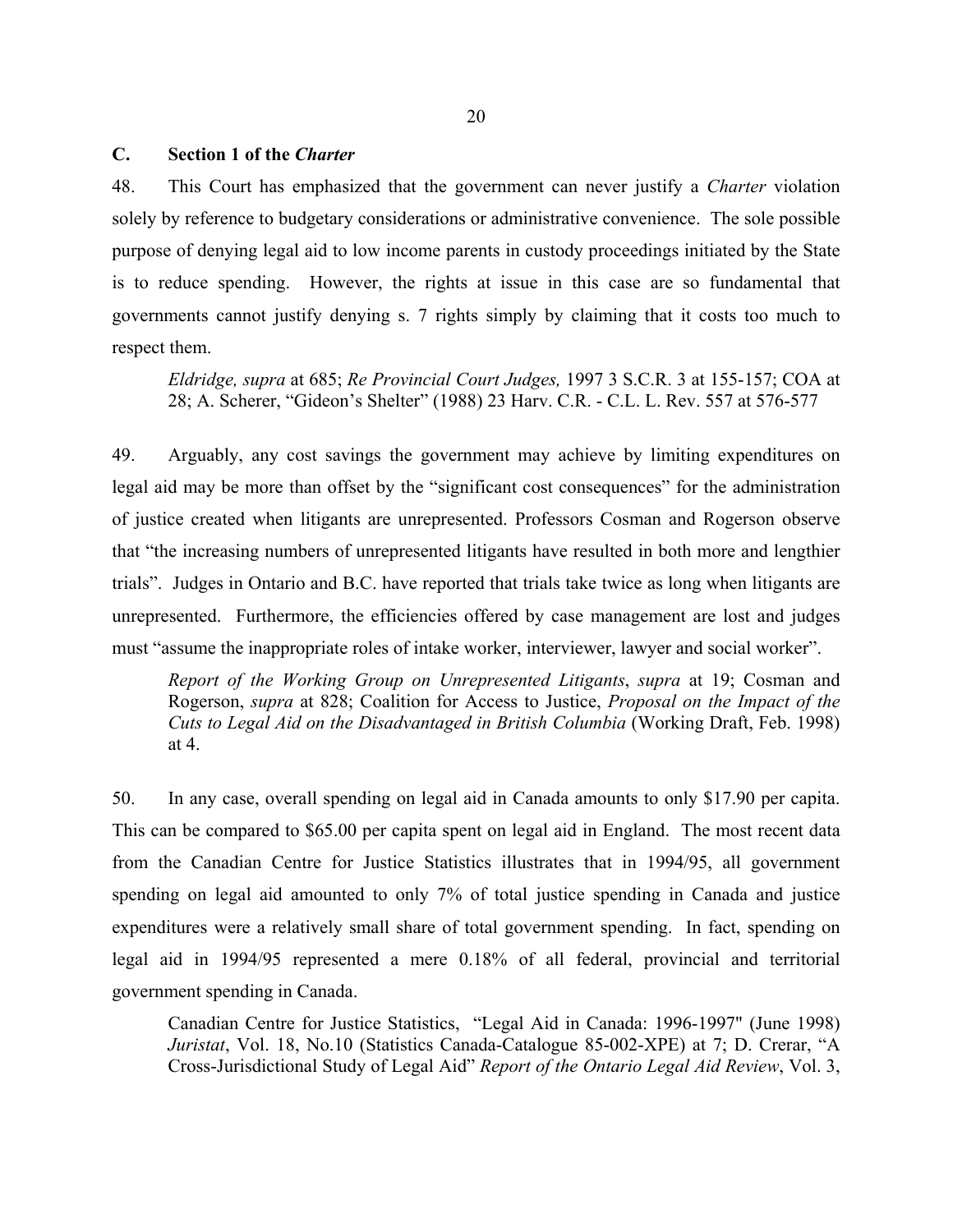## C. Section 1 of the *Charter*

48. This Court has emphasized that the government can never justify a *Charter* violation solely by reference to budgetary considerations or administrative convenience. The sole possible purpose of denying legal aid to low income parents in custody proceedings initiated by the State is to reduce spending. However, the rights at issue in this case are so fundamental that governments cannot justify denying s. 7 rights simply by claiming that it costs too much to respect them.

> *Eldridge, supra* at 685; *Re Provincial Court Judges,* 1997 3 S.C.R. 3 at 155-157; COA at 28; A. Scherer, "Gideon's Shelter" (1988) 23 Harv. C.R. - C.L. L. Rev. 557 at 576-577

49. Arguably, any cost savings the government may achieve by limiting expenditures on legal aid may be more than offset by the "significant cost consequences" for the administration of justice created when litigants are unrepresented. Professors Cosman and Rogerson observe that "the increasing numbers of unrepresented litigants have resulted in both more and lengthier trials". Judges in Ontario and B.C. have reported that trials take twice as long when litigants are unrepresented. Furthermore, the efficiencies offered by case management are lost and judges must "assume the inappropriate roles of intake worker, interviewer, lawyer and social worker".

> *Report of the Working Group on Unrepresented Litigants*, *supra* at 19; Cosman and Rogerson, *supra* at 828; Coalition for Access to Justice, *Proposal on the Impact of the Cuts to Legal Aid on the Disadvantaged in British Columbia* (Working Draft, Feb. 1998) at 4.

50. In any case, overall spending on legal aid in Canada amounts to only $17.90 per capita. This can be compared to $65.00 per capita spent on legal aid in England. The most recent data from the Canadian Centre for Justice Statistics illustrates that in 1994/95, all government spending on legal aid amounted to only 7% of total justice spending in Canada and justice expenditures were a relatively small share of total government spending. In fact, spending on legal aid in 1994/95 represented a mere 0.18% of all federal, provincial and territorial government spending in Canada.

> Canadian Centre for Justice Statistics, "Legal Aid in Canada: 1996-1997" (June 1998) *Juristat*, Vol. 18, No.10 (Statistics Canada-Catalogue 85-002-XPE) at 7; D. Crerar, "A Cross-Jurisdictional Study of Legal Aid" *Report of the Ontario Legal Aid Review*, Vol. 3,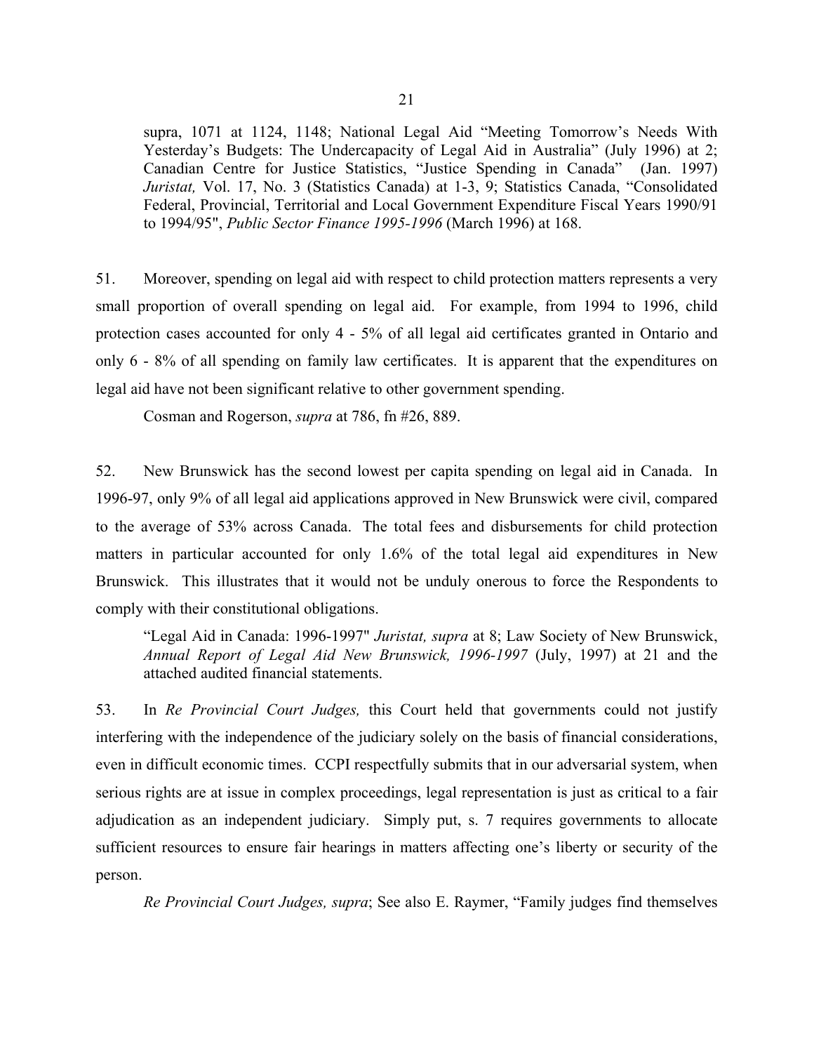supra, 1071 at 1124, 1148; National Legal Aid "Meeting Tomorrow's Needs With Yesterday's Budgets: The Undercapacity of Legal Aid in Australia" (July 1996) at 2; Canadian Centre for Justice Statistics, "Justice Spending in Canada" (Jan. 1997) *Juristat,* Vol. 17, No. 3 (Statistics Canada) at 1-3, 9; Statistics Canada, "Consolidated Federal, Provincial, Territorial and Local Government Expenditure Fiscal Years 1990/91 to 1994/95", *Public Sector Finance 1995-1996* (March 1996) at 168.

51. Moreover, spending on legal aid with respect to child protection matters represents a very small proportion of overall spending on legal aid. For example, from 1994 to 1996, child protection cases accounted for only 4 - 5% of all legal aid certificates granted in Ontario and only 6 - 8% of all spending on family law certificates. It is apparent that the expenditures on legal aid have not been significant relative to other government spending.

Cosman and Rogerson, *supra* at 786, fn #26, 889.

52. New Brunswick has the second lowest per capita spending on legal aid in Canada. In 1996-97, only 9% of all legal aid applications approved in New Brunswick were civil, compared to the average of 53% across Canada. The total fees and disbursements for child protection matters in particular accounted for only 1.6% of the total legal aid expenditures in New Brunswick. This illustrates that it would not be unduly onerous to force the Respondents to comply with their constitutional obligations.

"Legal Aid in Canada: 1996-1997" *Juristat, supra* at 8; Law Society of New Brunswick, *Annual Report of Legal Aid New Brunswick, 1996-1997* (July, 1997) at 21 and the attached audited financial statements.

53. In *Re Provincial Court Judges,* this Court held that governments could not justify interfering with the independence of the judiciary solely on the basis of financial considerations, even in difficult economic times. CCPI respectfully submits that in our adversarial system, when serious rights are at issue in complex proceedings, legal representation is just as critical to a fair adjudication as an independent judiciary. Simply put, s. 7 requires governments to allocate sufficient resources to ensure fair hearings in matters affecting one's liberty or security of the person.

*Re Provincial Court Judges, supra*; See also E. Raymer, "Family judges find themselves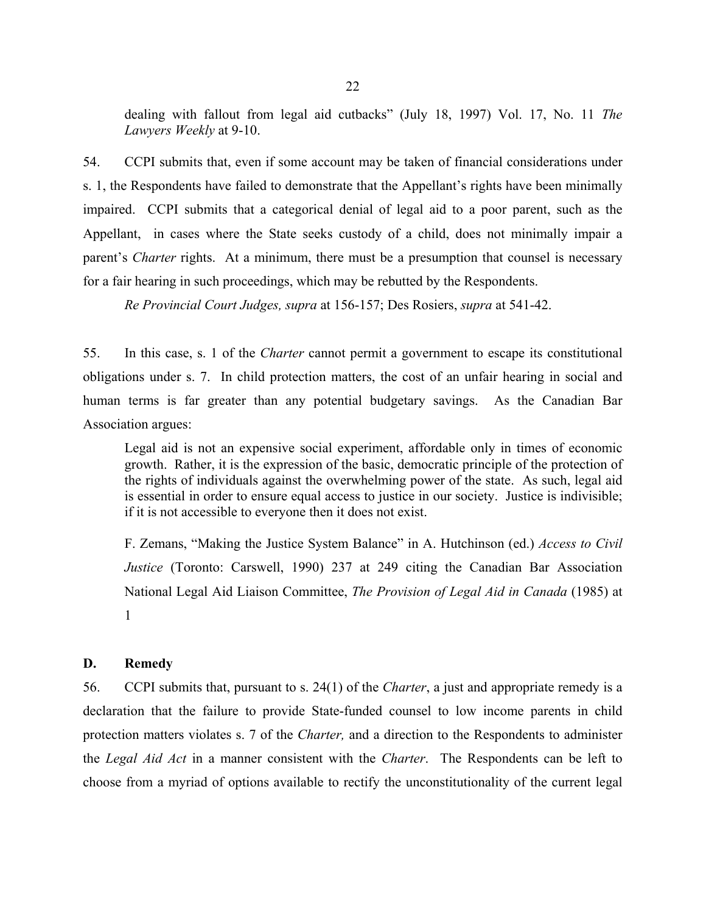dealing with fallout from legal aid cutbacks" (July 18, 1997) Vol. 17, No. 11 *The Lawyers Weekly* at 9-10.

54. CCPI submits that, even if some account may be taken of financial considerations under s. 1, the Respondents have failed to demonstrate that the Appellant's rights have been minimally impaired. CCPI submits that a categorical denial of legal aid to a poor parent, such as the Appellant, in cases where the State seeks custody of a child, does not minimally impair a parent's *Charter* rights. At a minimum, there must be a presumption that counsel is necessary for a fair hearing in such proceedings, which may be rebutted by the Respondents.

*Re Provincial Court Judges, supra* at 156-157; Des Rosiers, *supra* at 541-42.

55. In this case, s. 1 of the *Charter* cannot permit a government to escape its constitutional obligations under s. 7. In child protection matters, the cost of an unfair hearing in social and human terms is far greater than any potential budgetary savings. As the Canadian Bar Association argues:

> Legal aid is not an expensive social experiment, affordable only in times of economic growth. Rather, it is the expression of the basic, democratic principle of the protection of the rights of individuals against the overwhelming power of the state. As such, legal aid is essential in order to ensure equal access to justice in our society. Justice is indivisible; if it is not accessible to everyone then it does not exist.
>
> F. Zemans, "Making the Justice System Balance" in A. Hutchinson (ed.) *Access to Civil Justice* (Toronto: Carswell, 1990) 237 at 249 citing the Canadian Bar Association National Legal Aid Liaison Committee, *The Provision of Legal Aid in Canada* (1985) at 1

## D. Remedy

56. CCPI submits that, pursuant to s. 24(1) of the *Charter*, a just and appropriate remedy is a declaration that the failure to provide State-funded counsel to low income parents in child protection matters violates s. 7 of the *Charter,* and a direction to the Respondents to administer the *Legal Aid Act* in a manner consistent with the *Charter*. The Respondents can be left to choose from a myriad of options available to rectify the unconstitutionality of the current legal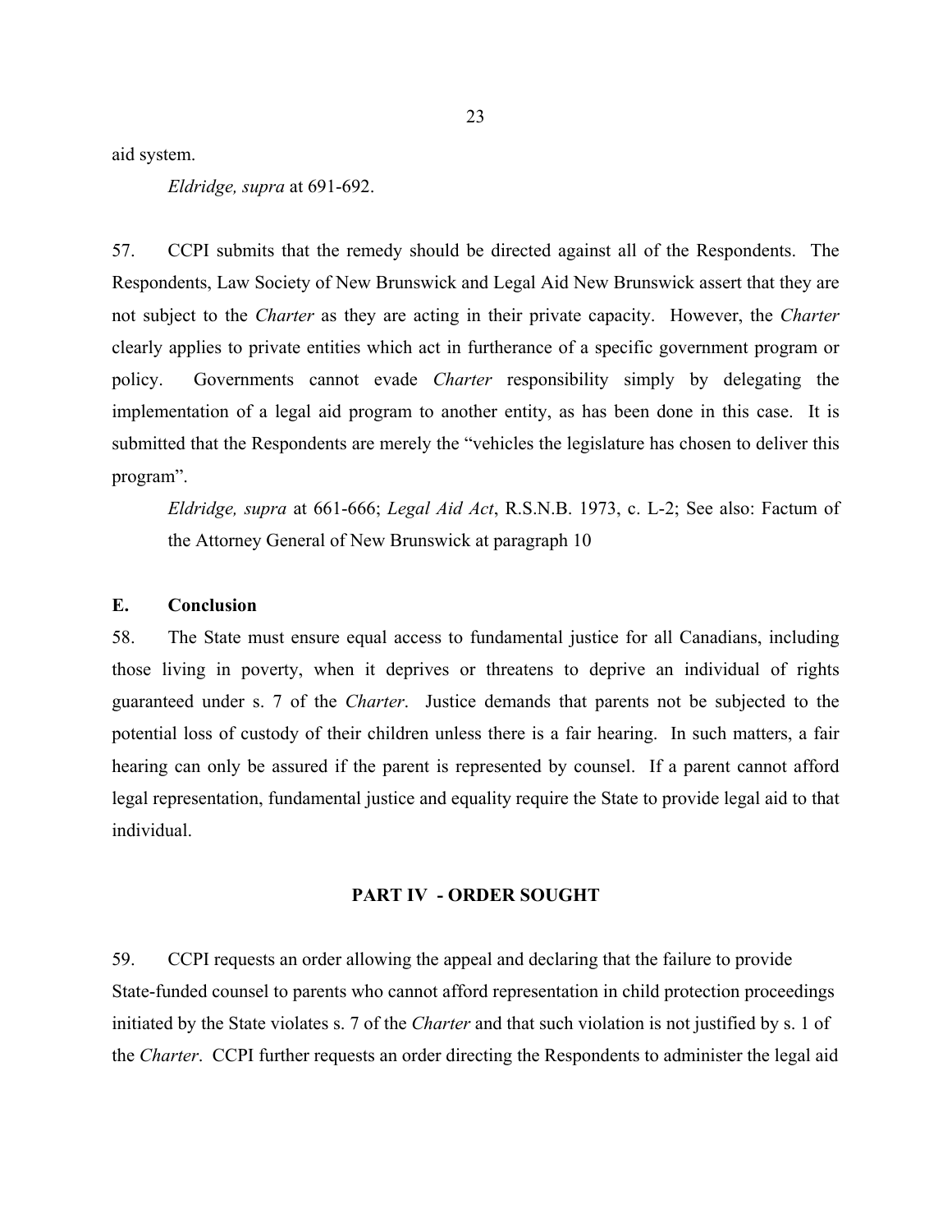aid system.

*Eldridge, supra* at 691-692.

57. CCPI submits that the remedy should be directed against all of the Respondents. The Respondents, Law Society of New Brunswick and Legal Aid New Brunswick assert that they are not subject to the *Charter* as they are acting in their private capacity. However, the *Charter* clearly applies to private entities which act in furtherance of a specific government program or policy. Governments cannot evade *Charter* responsibility simply by delegating the implementation of a legal aid program to another entity, as has been done in this case. It is submitted that the Respondents are merely the "vehicles the legislature has chosen to deliver this program".

*Eldridge, supra* at 661-666; *Legal Aid Act*, R.S.N.B. 1973, c. L-2; See also: Factum of the Attorney General of New Brunswick at paragraph 10

**E. Conclusion**

58. The State must ensure equal access to fundamental justice for all Canadians, including those living in poverty, when it deprives or threatens to deprive an individual of rights guaranteed under s. 7 of the *Charter*. Justice demands that parents not be subjected to the potential loss of custody of their children unless there is a fair hearing. In such matters, a fair hearing can only be assured if the parent is represented by counsel. If a parent cannot afford legal representation, fundamental justice and equality require the State to provide legal aid to that individual.

## PART IV - ORDER SOUGHT

59. CCPI requests an order allowing the appeal and declaring that the failure to provide State-funded counsel to parents who cannot afford representation in child protection proceedings initiated by the State violates s. 7 of the *Charter* and that such violation is not justified by s. 1 of the *Charter*. CCPI further requests an order directing the Respondents to administer the legal aid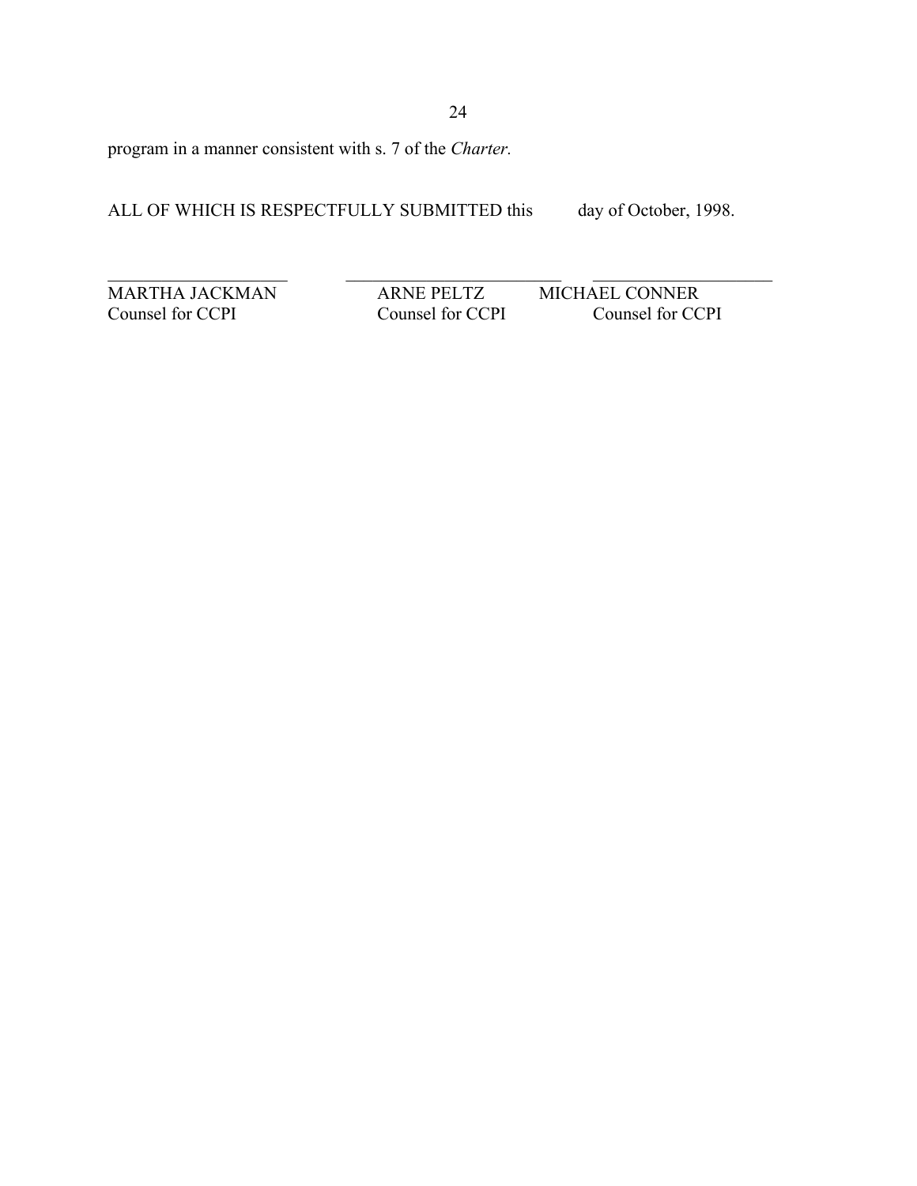program in a manner consistent with s. 7 of the *Charter.*

ALL OF WHICH IS RESPECTFULLY SUBMITTED this day of October, 1998.

| ____________________ | ____________________ | ____________________ |
|---|---|---|
| MARTHA JACKMAN | ARNE PELTZ | MICHAEL CONNER |
| Counsel for CCPI | Counsel for CCPI | Counsel for CCPI |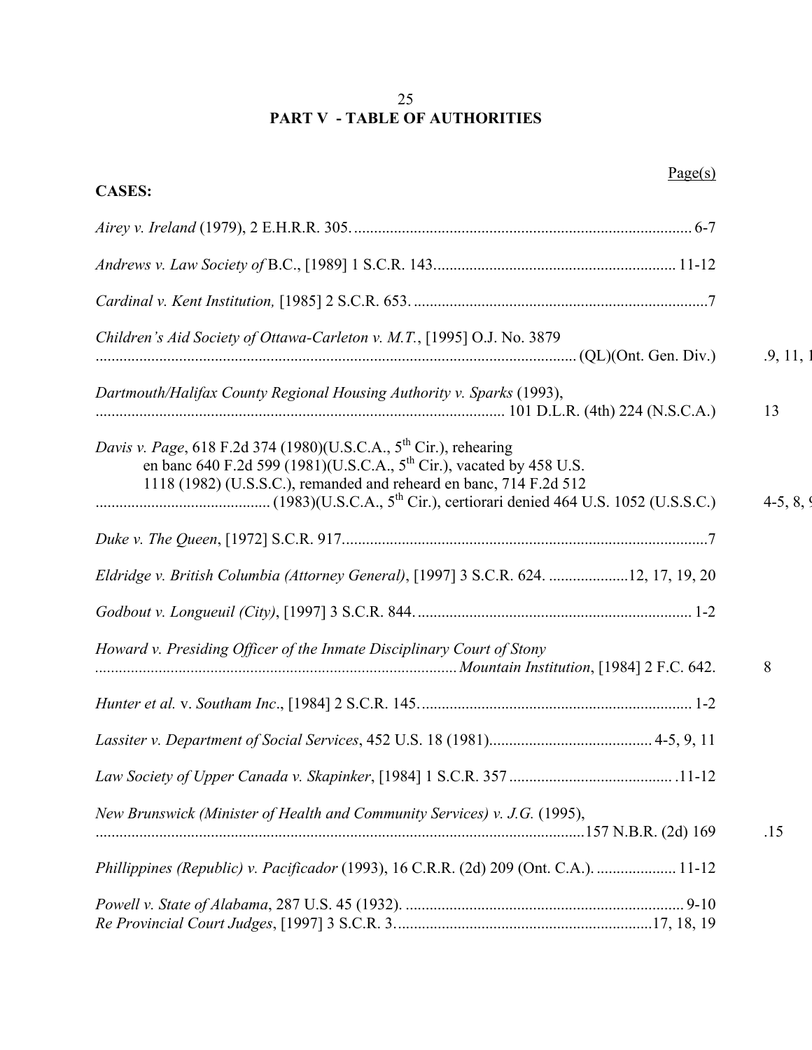## PART V - TABLE OF AUTHORITIES

Page(s)

**CASES:**

*Airey v. Ireland* (1979), 2 E.H.R.R. 305. .......... 6-7

*Andrews v. Law Society of* B.C., [1989] 1 S.C.R. 143. .......... 11-12

*Cardinal v. Kent Institution,* [1985] 2 S.C.R. 653. .......... 7

*Children's Aid Society of Ottawa-Carleton v. M.T.*, [1995] O.J. No. 3879 .......... (QL)(Ont. Gen. Div.) .9, 11, 1

*Dartmouth/Halifax County Regional Housing Authority v. Sparks* (1993), .......... 101 D.L.R. (4th) 224 (N.S.C.A.) 13

*Davis v. Page*, 618 F.2d 374 (1980)(U.S.C.A., 5th Cir.), rehearing en banc 640 F.2d 599 (1981)(U.S.C.A., 5th Cir.), vacated by 458 U.S. 1118 (1982) (U.S.S.C.), remanded and reheard en banc, 714 F.2d 512 .......... (1983)(U.S.C.A., 5th Cir.), certiorari denied 464 U.S. 1052 (U.S.S.C.) 4-5, 8, 9

*Duke v. The Queen*, [1972] S.C.R. 917. .......... 7

*Eldridge v. British Columbia (Attorney General)*, [1997] 3 S.C.R. 624. .......... 12, 17, 19, 20

*Godbout v. Longueuil (City)*, [1997] 3 S.C.R. 844. .......... 1-2

*Howard v. Presiding Officer of the Inmate Disciplinary Court of Stony* .......... *Mountain Institution*, [1984] 2 F.C. 642. 8

*Hunter et al.* v. *Southam Inc*., [1984] 2 S.C.R. 145. .......... 1-2

*Lassiter v. Department of Social Services*, 452 U.S. 18 (1981). .......... 4-5, 9, 11

*Law Society of Upper Canada v. Skapinker*, [1984] 1 S.C.R. 357 .......... .11-12

*New Brunswick (Minister of Health and Community Services) v. J.G.* (1995), .......... 157 N.B.R. (2d) 169 .15

*Phillippines (Republic) v. Pacificador* (1993), 16 C.R.R. (2d) 209 (Ont. C.A.). .......... 11-12

*Powell v. State of Alabama*, 287 U.S. 45 (1932). .......... 9-10

*Re Provincial Court Judges*, [1997] 3 S.C.R. 3. .......... 17, 18, 19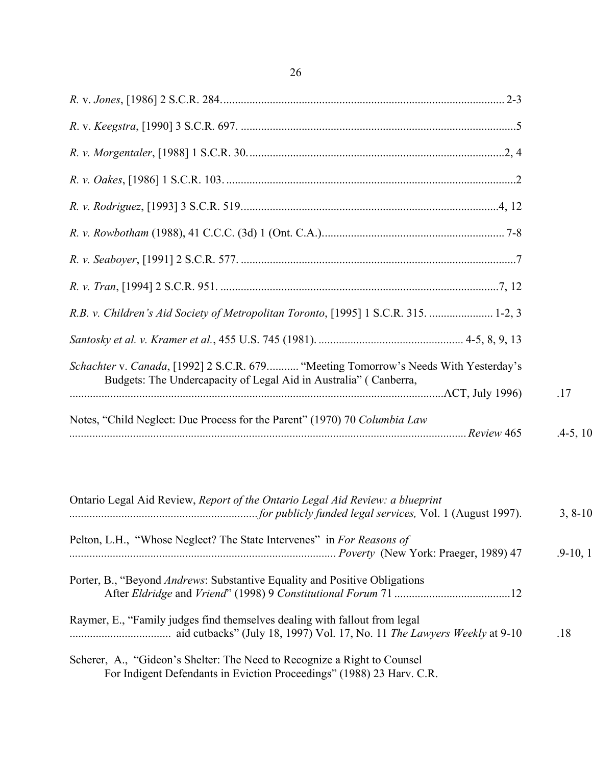*R.* v. *Jones*, [1986] 2 S.C.R. 284. ........................................................................................ 2-3

*R*. v. *Keegstra*, [1990] 3 S.C.R. 697. ........................................................................................5

*R. v. Morgentaler*, [1988] 1 S.C.R. 30. ........................................................................................2, 4

*R. v. Oakes*, [1986] 1 S.C.R. 103. ........................................................................................2

*R. v. Rodriguez*, [1993] 3 S.C.R. 519........................................................................................4, 12

*R. v. Rowbotham* (1988), 41 C.C.C. (3d) 1 (Ont. C.A.)............................................................ 7-8

*R. v. Seaboyer*, [1991] 2 S.C.R. 577. ........................................................................................7

*R. v. Tran*, [1994] 2 S.C.R. 951. ........................................................................................7, 12

*R.B. v. Children's Aid Society of Metropolitan Toronto*, [1995] 1 S.C.R. 315. ...................... 1-2, 3

*Santosky et al. v. Kramer et al.*, 455 U.S. 745 (1981). .................................................. 4-5, 8, 9, 13

*Schachter* v. *Canada*, [1992] 2 S.C.R. 679........... "Meeting Tomorrow's Needs With Yesterday's Budgets: The Undercapacity of Legal Aid in Australia" ( Canberra, ........................................................................................ACT, July 1996) .17

Notes, "Child Neglect: Due Process for the Parent" (1970) 70 *Columbia Law* ........................................................................................*Review* 465 .4-5, 10

Ontario Legal Aid Review, *Report of the Ontario Legal Aid Review: a blueprint* ........................................*for publicly funded legal services,* Vol. 1 (August 1997). 3, 8-10

Pelton, L.H., "Whose Neglect? The State Intervenes" in *For Reasons of* ........................................ *Poverty* (New York: Praeger, 1989) 47 .9-10, 1

Porter, B., "Beyond *Andrews*: Substantive Equality and Positive Obligations After *Eldridge* and *Vriend*" (1998) 9 *Constitutional Forum* 71 ........................................12

Raymer, E., "Family judges find themselves dealing with fallout from legal .................................. aid cutbacks" (July 18, 1997) Vol. 17, No. 11 *The Lawyers Weekly* at 9-10 .18

Scherer, A., "Gideon's Shelter: The Need to Recognize a Right to Counsel For Indigent Defendants in Eviction Proceedings" (1988) 23 Harv. C.R.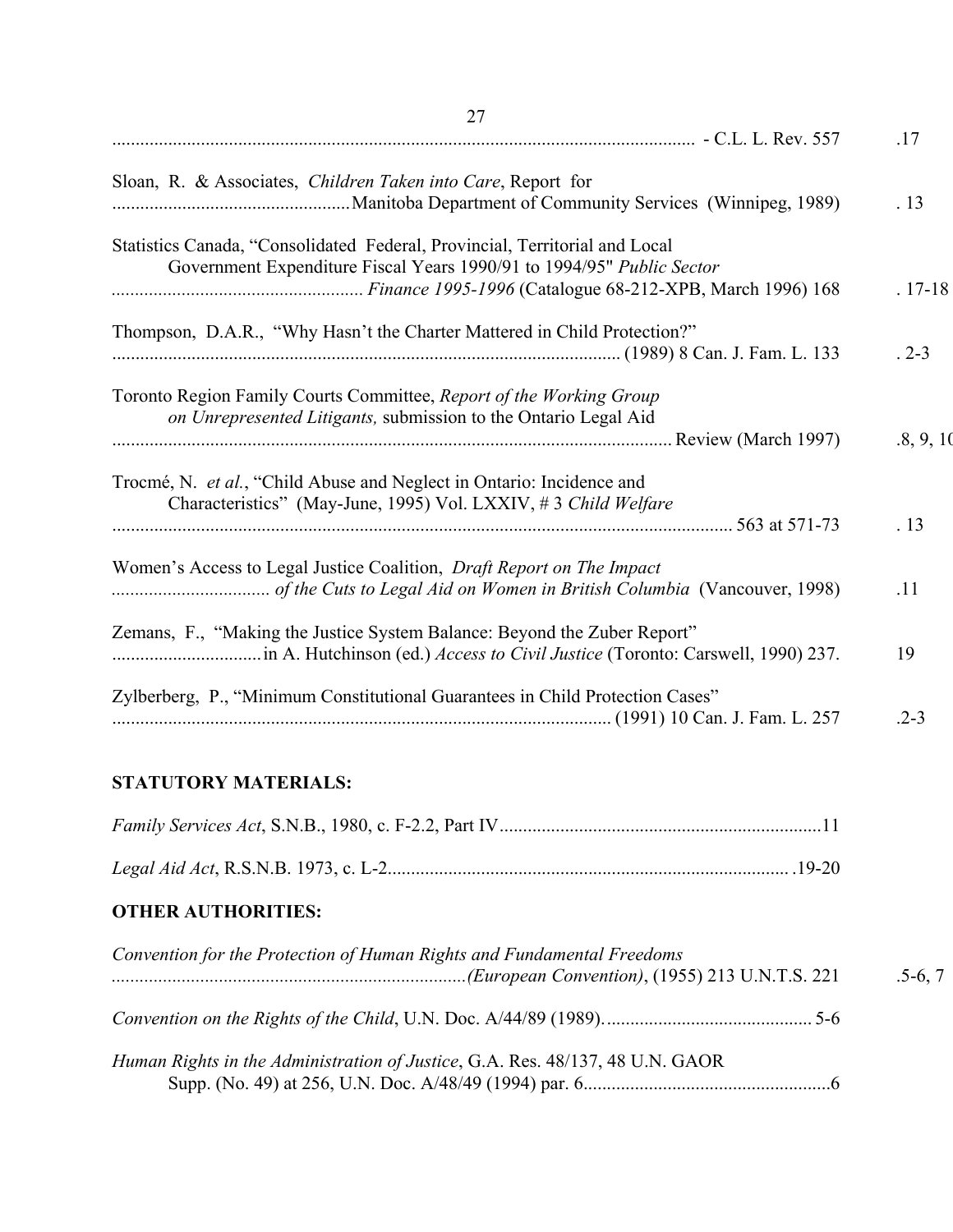............................................................................................................................ - C.L. L. Rev. 557 .17

Sloan, R. & Associates, *Children Taken into Care*, Report for
..................................................Manitoba Department of Community Services (Winnipeg, 1989) . 13

Statistics Canada, "Consolidated Federal, Provincial, Territorial and Local
Government Expenditure Fiscal Years 1990/91 to 1994/95" *Public Sector*
...................................................... *Finance 1995-1996* (Catalogue 68-212-XPB, March 1996) 168 . 17-18

Thompson, D.A.R., "Why Hasn't the Charter Mattered in Child Protection?"
............................................................................................................ (1989) 8 Can. J. Fam. L. 133 . 2-3

Toronto Region Family Courts Committee, *Report of the Working Group on Unrepresented Litigants,* submission to the Ontario Legal Aid
............................................................................................................................ Review (March 1997) .8, 9, 10

Trocmé, N. *et al.*, "Child Abuse and Neglect in Ontario: Incidence and
Characteristics" (May-June, 1995) Vol. LXXIV, # 3 *Child Welfare*
..................................................................................................................................... 563 at 571-73 . 13

Women's Access to Legal Justice Coalition, *Draft Report on The Impact*
.................................. *of the Cuts to Legal Aid on Women in British Columbia* (Vancouver, 1998) .11

Zemans, F., "Making the Justice System Balance: Beyond the Zuber Report"
................................in A. Hutchinson (ed.) *Access to Civil Justice* (Toronto: Carswell, 1990) 237. 19

Zylberberg, P., "Minimum Constitutional Guarantees in Child Protection Cases"
........................................................................................................... (1991) 10 Can. J. Fam. L. 257 .2-3

**STATUTORY MATERIALS:**

*Family Services Act*, S.N.B., 1980, c. F-2.2, Part IV.....................................................................11

*Legal Aid Act*, R.S.N.B. 1973, c. L-2...................................................................................... .19-20

**OTHER AUTHORITIES:**

*Convention for the Protection of Human Rights and Fundamental Freedoms*
............................................................................*(European Convention)*, (1955) 213 U.N.T.S. 221 .5-6, 7

*Convention on the Rights of the Child*, U.N. Doc. A/44/89 (1989)............................................. 5-6

*Human Rights in the Administration of Justice*, G.A. Res. 48/137, 48 U.N. GAOR
Supp. (No. 49) at 256, U.N. Doc. A/48/49 (1994) par. 6.....................................................6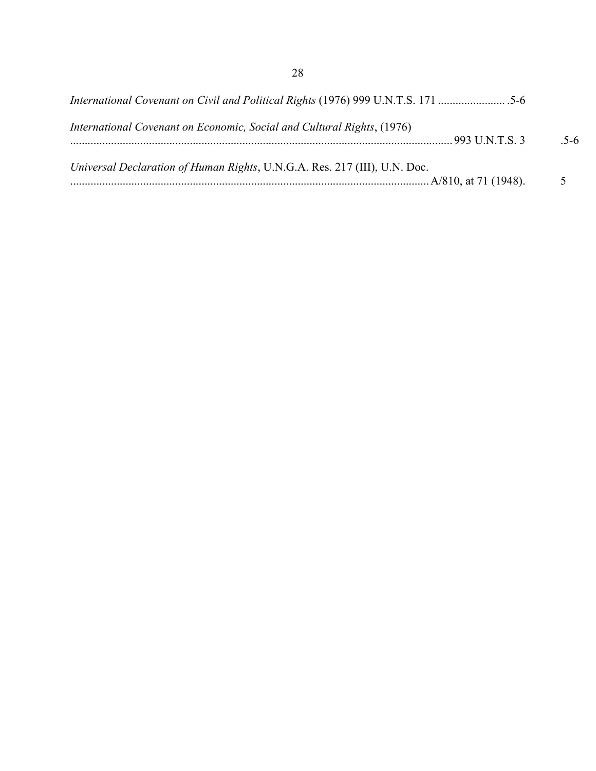*International Covenant on Civil and Political Rights* (1976) 999 U.N.T.S. 171 ....................... .5-6

*International Covenant on Economic, Social and Cultural Rights*, (1976) ....................................................................................................................... 993 U.N.T.S. 3 .5-6

*Universal Declaration of Human Rights*, U.N.G.A. Res. 217 (III), U.N. Doc. ........................................................................................................................ A/810, at 71 (1948). 5